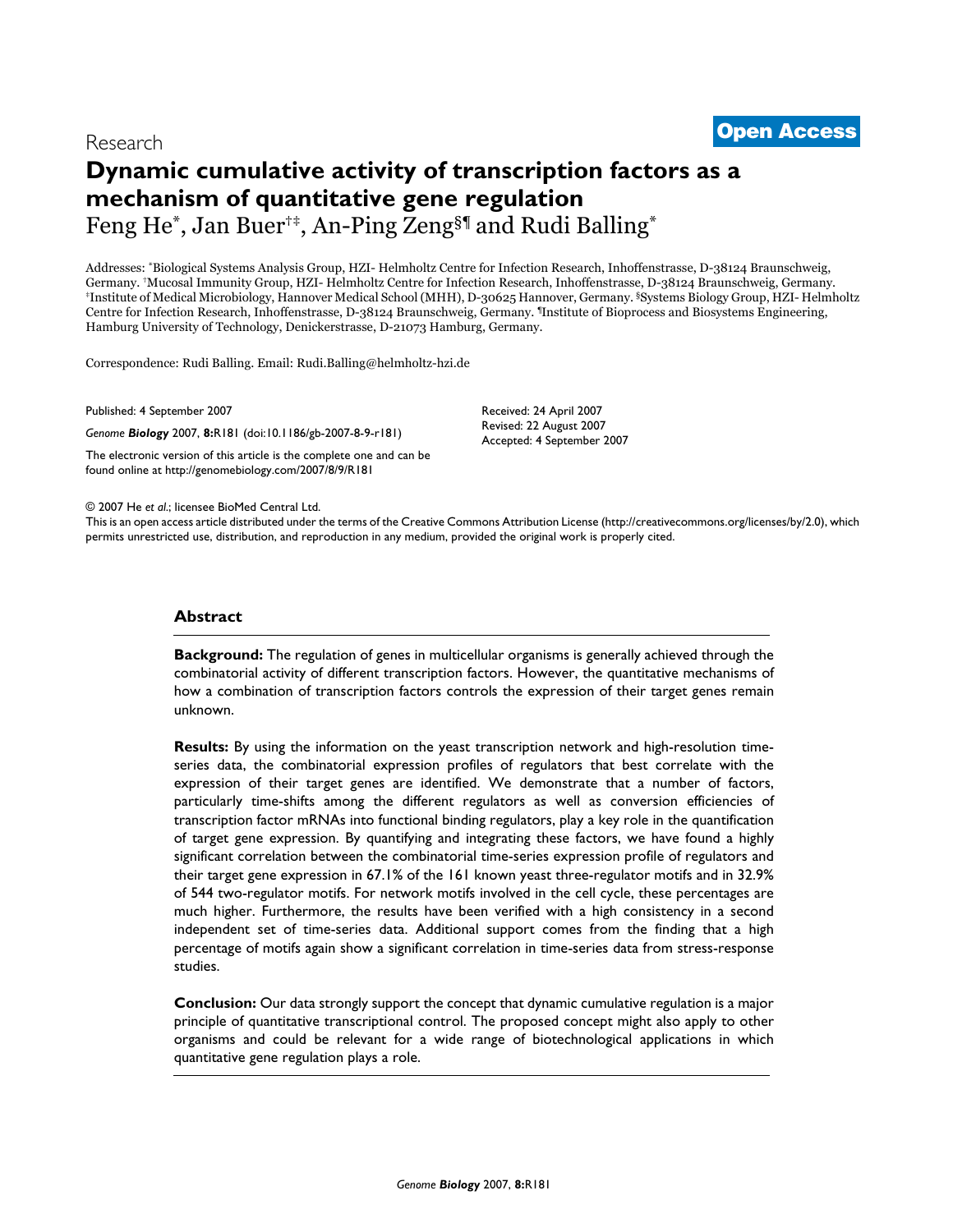Research

**Open Access**

# Dynamic cumulative activity of transcription factors as a mechanism of quantitative gene regulation

Feng He[*], Jan Buer[†‡], An-Ping Zeng[§¶] and Rudi Balling[*]

Addresses: [*]Biological Systems Analysis Group, HZI- Helmholtz Centre for Infection Research, Inhoffenstrasse, D-38124 Braunschweig, Germany. [†]Mucosal Immunity Group, HZI- Helmholtz Centre for Infection Research, Inhoffenstrasse, D-38124 Braunschweig, Germany. [‡]Institute of Medical Microbiology, Hannover Medical School (MHH), D-30625 Hannover, Germany. [§]Systems Biology Group, HZI- Helmholtz Centre for Infection Research, Inhoffenstrasse, D-38124 Braunschweig, Germany. [¶]Institute of Bioprocess and Biosystems Engineering, Hamburg University of Technology, Denickerstrasse, D-21073 Hamburg, Germany.

Correspondence: Rudi Balling. Email: Rudi.Balling@helmholtz-hzi.de

Published: 4 September 2007

*Genome* ***Biology*** 2007, **8:**R181 (doi:10.1186/gb-2007-8-9-r181)

The electronic version of this article is the complete one and can be found online at http://genomebiology.com/2007/8/9/R181

Received: 24 April 2007
Revised: 22 August 2007
Accepted: 4 September 2007

© 2007 He *et al*.; licensee BioMed Central Ltd.
This is an open access article distributed under the terms of the Creative Commons Attribution License (http://creativecommons.org/licenses/by/2.0), which permits unrestricted use, distribution, and reproduction in any medium, provided the original work is properly cited.

## Abstract

**Background:** The regulation of genes in multicellular organisms is generally achieved through the combinatorial activity of different transcription factors. However, the quantitative mechanisms of how a combination of transcription factors controls the expression of their target genes remain unknown.

**Results:** By using the information on the yeast transcription network and high-resolution time-series data, the combinatorial expression profiles of regulators that best correlate with the expression of their target genes are identified. We demonstrate that a number of factors, particularly time-shifts among the different regulators as well as conversion efficiencies of transcription factor mRNAs into functional binding regulators, play a key role in the quantification of target gene expression. By quantifying and integrating these factors, we have found a highly significant correlation between the combinatorial time-series expression profile of regulators and their target gene expression in 67.1% of the 161 known yeast three-regulator motifs and in 32.9% of 544 two-regulator motifs. For network motifs involved in the cell cycle, these percentages are much higher. Furthermore, the results have been verified with a high consistency in a second independent set of time-series data. Additional support comes from the finding that a high percentage of motifs again show a significant correlation in time-series data from stress-response studies.

**Conclusion:** Our data strongly support the concept that dynamic cumulative regulation is a major principle of quantitative transcriptional control. The proposed concept might also apply to other organisms and could be relevant for a wide range of biotechnological applications in which quantitative gene regulation plays a role.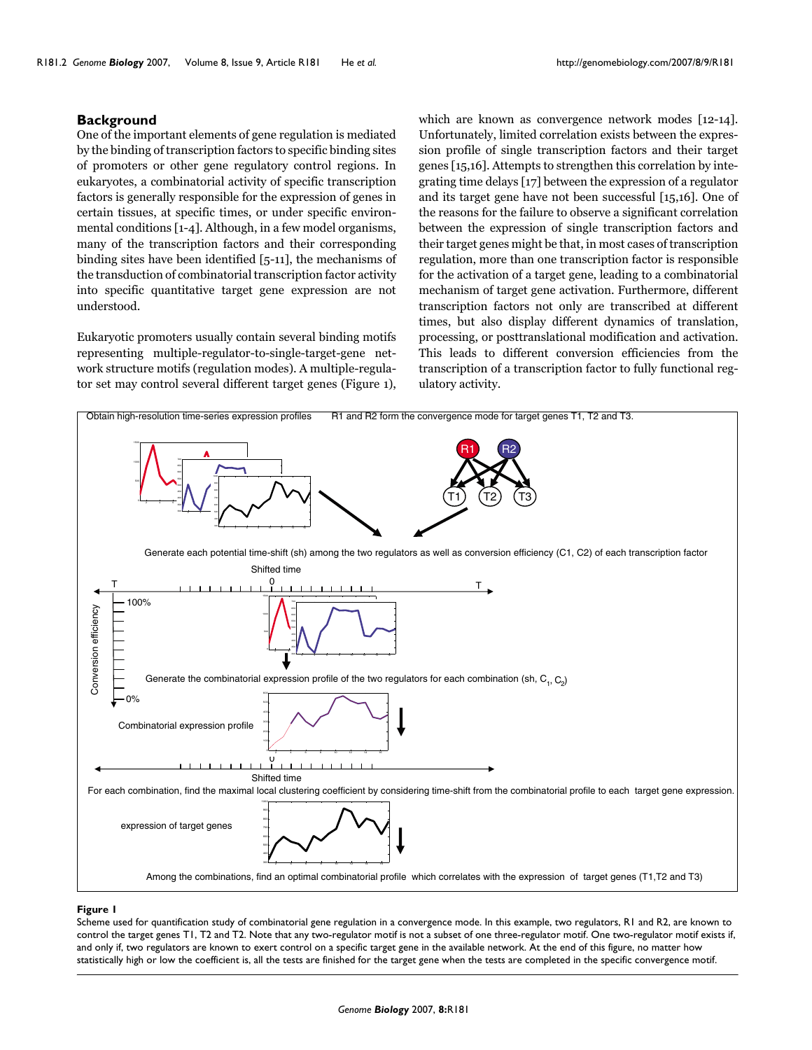## Background

One of the important elements of gene regulation is mediated by the binding of transcription factors to specific binding sites of promoters or other gene regulatory control regions. In eukaryotes, a combinatorial activity of specific transcription factors is generally responsible for the expression of genes in certain tissues, at specific times, or under specific environmental conditions [1-4]. Although, in a few model organisms, many of the transcription factors and their corresponding binding sites have been identified [5-11], the mechanisms of the transduction of combinatorial transcription factor activity into specific quantitative target gene expression are not understood.

Eukaryotic promoters usually contain several binding motifs representing multiple-regulator-to-single-target-gene network structure motifs (regulation modes). A multiple-regulator set may control several different target genes (Figure 1), which are known as convergence network modes [12-14]. Unfortunately, limited correlation exists between the expression profile of single transcription factors and their target genes [15,16]. Attempts to strengthen this correlation by integrating time delays [17] between the expression of a regulator and its target gene have not been successful [15,16]. One of the reasons for the failure to observe a significant correlation between the expression of single transcription factors and their target genes might be that, in most cases of transcription regulation, more than one transcription factor is responsible for the activation of a target gene, leading to a combinatorial mechanism of target gene activation. Furthermore, different transcription factors not only are transcribed at different times, but also display different dynamics of translation, processing, or posttranslational modification and activation. This leads to different conversion efficiencies from the transcription of a transcription factor to fully functional regulatory activity.

**Figure 1**

Scheme used for quantification study of combinatorial gene regulation in a convergence mode. In this example, two regulators, R1 and R2, are known to control the target genes T1, T2 and T2. Note that any two-regulator motif is not a subset of one three-regulator motif. One two-regulator motif exists if, and only if, two regulators are known to exert control on a specific target gene in the available network. At the end of this figure, no matter how statistically high or low the coefficient is, all the tests are finished for the target gene when the tests are completed in the specific convergence motif.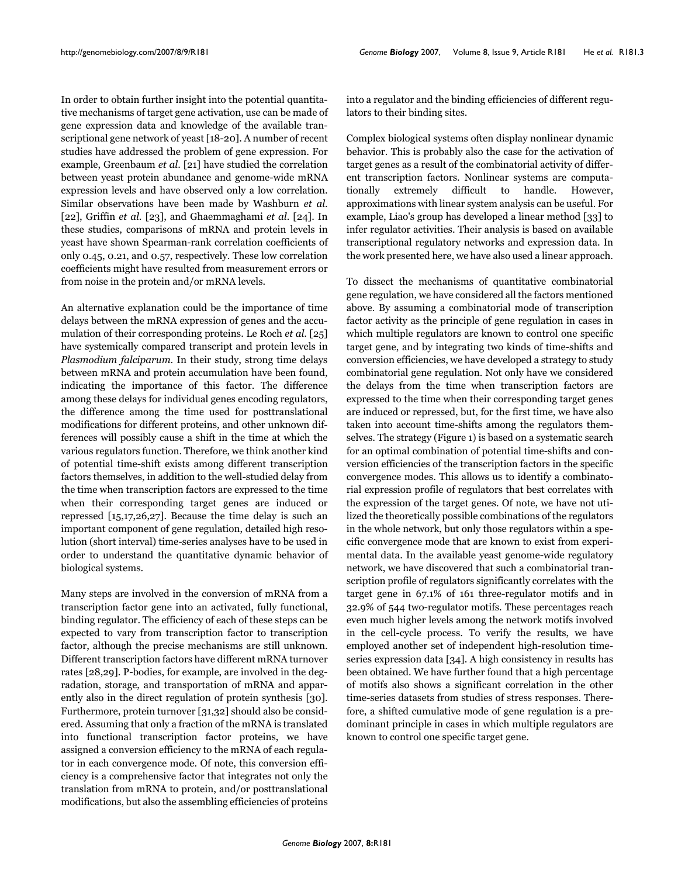In order to obtain further insight into the potential quantitative mechanisms of target gene activation, use can be made of gene expression data and knowledge of the available transcriptional gene network of yeast [18-20]. A number of recent studies have addressed the problem of gene expression. For example, Greenbaum *et al*. [21] have studied the correlation between yeast protein abundance and genome-wide mRNA expression levels and have observed only a low correlation. Similar observations have been made by Washburn *et al*. [22], Griffin *et al*. [23], and Ghaemmaghami *et al*. [24]. In these studies, comparisons of mRNA and protein levels in yeast have shown Spearman-rank correlation coefficients of only 0.45, 0.21, and 0.57, respectively. These low correlation coefficients might have resulted from measurement errors or from noise in the protein and/or mRNA levels.

An alternative explanation could be the importance of time delays between the mRNA expression of genes and the accumulation of their corresponding proteins. Le Roch *et al*. [25] have systemically compared transcript and protein levels in *Plasmodium falciparum*. In their study, strong time delays between mRNA and protein accumulation have been found, indicating the importance of this factor. The difference among these delays for individual genes encoding regulators, the difference among the time used for posttranslational modifications for different proteins, and other unknown differences will possibly cause a shift in the time at which the various regulators function. Therefore, we think another kind of potential time-shift exists among different transcription factors themselves, in addition to the well-studied delay from the time when transcription factors are expressed to the time when their corresponding target genes are induced or repressed [15,17,26,27]. Because the time delay is such an important component of gene regulation, detailed high resolution (short interval) time-series analyses have to be used in order to understand the quantitative dynamic behavior of biological systems.

Many steps are involved in the conversion of mRNA from a transcription factor gene into an activated, fully functional, binding regulator. The efficiency of each of these steps can be expected to vary from transcription factor to transcription factor, although the precise mechanisms are still unknown. Different transcription factors have different mRNA turnover rates [28,29]. P-bodies, for example, are involved in the degradation, storage, and transportation of mRNA and apparently also in the direct regulation of protein synthesis [30]. Furthermore, protein turnover [31,32] should also be considered. Assuming that only a fraction of the mRNA is translated into functional transcription factor proteins, we have assigned a conversion efficiency to the mRNA of each regulator in each convergence mode. Of note, this conversion efficiency is a comprehensive factor that integrates not only the translation from mRNA to protein, and/or posttranslational modifications, but also the assembling efficiencies of proteins into a regulator and the binding efficiencies of different regulators to their binding sites.

Complex biological systems often display nonlinear dynamic behavior. This is probably also the case for the activation of target genes as a result of the combinatorial activity of different transcription factors. Nonlinear systems are computationally extremely difficult to handle. However, approximations with linear system analysis can be useful. For example, Liao's group has developed a linear method [33] to infer regulator activities. Their analysis is based on available transcriptional regulatory networks and expression data. In the work presented here, we have also used a linear approach.

To dissect the mechanisms of quantitative combinatorial gene regulation, we have considered all the factors mentioned above. By assuming a combinatorial mode of transcription factor activity as the principle of gene regulation in cases in which multiple regulators are known to control one specific target gene, and by integrating two kinds of time-shifts and conversion efficiencies, we have developed a strategy to study combinatorial gene regulation. Not only have we considered the delays from the time when transcription factors are expressed to the time when their corresponding target genes are induced or repressed, but, for the first time, we have also taken into account time-shifts among the regulators themselves. The strategy (Figure 1) is based on a systematic search for an optimal combination of potential time-shifts and conversion efficiencies of the transcription factors in the specific convergence modes. This allows us to identify a combinatorial expression profile of regulators that best correlates with the expression of the target genes. Of note, we have not utilized the theoretically possible combinations of the regulators in the whole network, but only those regulators within a specific convergence mode that are known to exist from experimental data. In the available yeast genome-wide regulatory network, we have discovered that such a combinatorial transcription profile of regulators significantly correlates with the target gene in 67.1% of 161 three-regulator motifs and in 32.9% of 544 two-regulator motifs. These percentages reach even much higher levels among the network motifs involved in the cell-cycle process. To verify the results, we have employed another set of independent high-resolution time-series expression data [34]. A high consistency in results has been obtained. We have further found that a high percentage of motifs also shows a significant correlation in the other time-series datasets from studies of stress responses. Therefore, a shifted cumulative mode of gene regulation is a predominant principle in cases in which multiple regulators are known to control one specific target gene.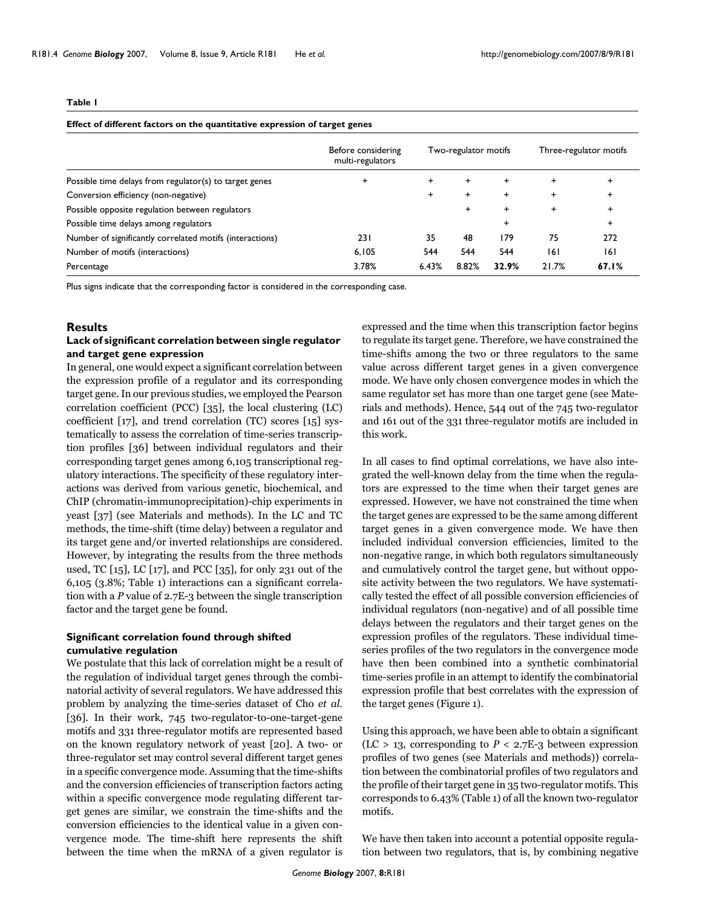**Table 1**

**Effect of different factors on the quantitative expression of target genes**

| | Before considering multi-regulators | Two-regulator motifs | | | Three-regulator motifs | |
|---|---|---|---|---|---|---|
| Possible time delays from regulator(s) to target genes | + | + | + | + | + | + |
| Conversion efficiency (non-negative) | | + | + | + | + | + |
| Possible opposite regulation between regulators | | | + | + | + | + |
| Possible time delays among regulators | | | | + | | + |
| Number of significantly correlated motifs (interactions) | 231 | 35 | 48 | 179 | 75 | 272 |
| Number of motifs (interactions) | 6,105 | 544 | 544 | 544 | 161 | 161 |
| Percentage | 3.78% | 6.43% | 8.82% | **32.9%** | 21.7% | **67.1%** |

Plus signs indicate that the corresponding factor is considered in the corresponding case.

## Results

### Lack of significant correlation between single regulator and target gene expression

In general, one would expect a significant correlation between the expression profile of a regulator and its corresponding target gene. In our previous studies, we employed the Pearson correlation coefficient (PCC) [35], the local clustering (LC) coefficient [17], and trend correlation (TC) scores [15] systematically to assess the correlation of time-series transcription profiles [36] between individual regulators and their corresponding target genes among 6,105 transcriptional regulatory interactions. The specificity of these regulatory interactions was derived from various genetic, biochemical, and ChIP (chromatin-immunoprecipitation)-chip experiments in yeast [37] (see Materials and methods). In the LC and TC methods, the time-shift (time delay) between a regulator and its target gene and/or inverted relationships are considered. However, by integrating the results from the three methods used, TC [15], LC [17], and PCC [35], for only 231 out of the 6,105 (3.8%; Table 1) interactions can a significant correlation with a *P* value of 2.7E-3 between the single transcription factor and the target gene be found.

### Significant correlation found through shifted cumulative regulation

We postulate that this lack of correlation might be a result of the regulation of individual target genes through the combinatorial activity of several regulators. We have addressed this problem by analyzing the time-series dataset of Cho *et al.* [36]. In their work, 745 two-regulator-to-one-target-gene motifs and 331 three-regulator motifs are represented based on the known regulatory network of yeast [20]. A two- or three-regulator set may control several different target genes in a specific convergence mode. Assuming that the time-shifts and the conversion efficiencies of transcription factors acting within a specific convergence mode regulating different target genes are similar, we constrain the time-shifts and the conversion efficiencies to the identical value in a given convergence mode. The time-shift here represents the shift between the time when the mRNA of a given regulator is expressed and the time when this transcription factor begins to regulate its target gene. Therefore, we have constrained the time-shifts among the two or three regulators to the same value across different target genes in a given convergence mode. We have only chosen convergence modes in which the same regulator set has more than one target gene (see Materials and methods). Hence, 544 out of the 745 two-regulator and 161 out of the 331 three-regulator motifs are included in this work.

In all cases to find optimal correlations, we have also integrated the well-known delay from the time when the regulators are expressed to the time when their target genes are expressed. However, we have not constrained the time when the target genes are expressed to be the same among different target genes in a given convergence mode. We have then included individual conversion efficiencies, limited to the non-negative range, in which both regulators simultaneously and cumulatively control the target gene, but without opposite activity between the two regulators. We have systematically tested the effect of all possible conversion efficiencies of individual regulators (non-negative) and of all possible time delays between the regulators and their target genes on the expression profiles of the regulators. These individual time-series profiles of the two regulators in the convergence mode have then been combined into a synthetic combinatorial time-series profile in an attempt to identify the combinatorial expression profile that best correlates with the expression of the target genes (Figure 1).

Using this approach, we have been able to obtain a significant (LC > 13, corresponding to *P* < 2.7E-3 between expression profiles of two genes (see Materials and methods)) correlation between the combinatorial profiles of two regulators and the profile of their target gene in 35 two-regulator motifs. This corresponds to 6.43% (Table 1) of all the known two-regulator motifs.

We have then taken into account a potential opposite regulation between two regulators, that is, by combining negative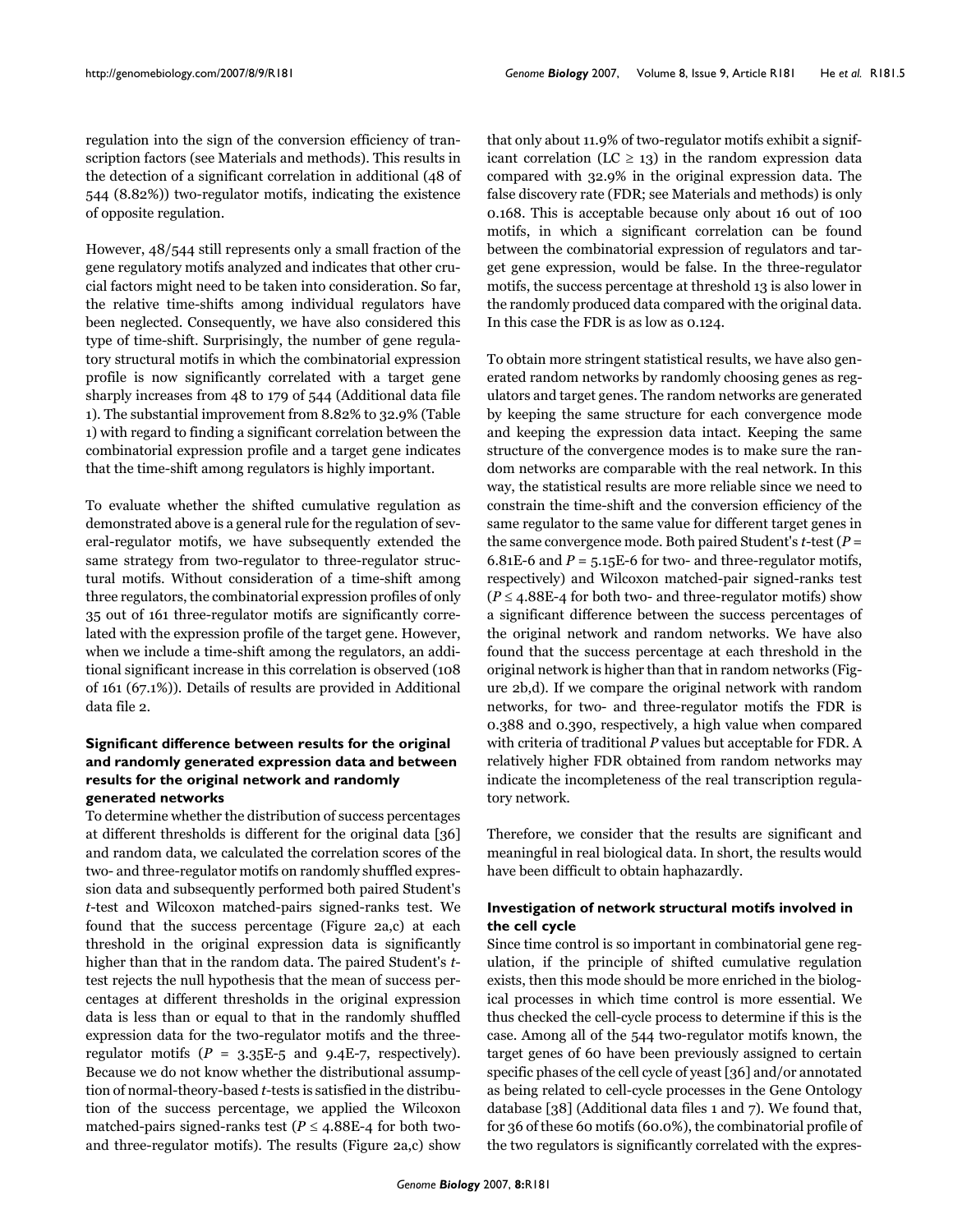regulation into the sign of the conversion efficiency of transcription factors (see Materials and methods). This results in the detection of a significant correlation in additional (48 of 544 (8.82%)) two-regulator motifs, indicating the existence of opposite regulation.

However, 48/544 still represents only a small fraction of the gene regulatory motifs analyzed and indicates that other crucial factors might need to be taken into consideration. So far, the relative time-shifts among individual regulators have been neglected. Consequently, we have also considered this type of time-shift. Surprisingly, the number of gene regulatory structural motifs in which the combinatorial expression profile is now significantly correlated with a target gene sharply increases from 48 to 179 of 544 (Additional data file 1). The substantial improvement from 8.82% to 32.9% (Table 1) with regard to finding a significant correlation between the combinatorial expression profile and a target gene indicates that the time-shift among regulators is highly important.

To evaluate whether the shifted cumulative regulation as demonstrated above is a general rule for the regulation of several-regulator motifs, we have subsequently extended the same strategy from two-regulator to three-regulator structural motifs. Without consideration of a time-shift among three regulators, the combinatorial expression profiles of only 35 out of 161 three-regulator motifs are significantly correlated with the expression profile of the target gene. However, when we include a time-shift among the regulators, an additional significant increase in this correlation is observed (108 of 161 (67.1%)). Details of results are provided in Additional data file 2.

### Significant difference between results for the original and randomly generated expression data and between results for the original network and randomly generated networks

To determine whether the distribution of success percentages at different thresholds is different for the original data [36] and random data, we calculated the correlation scores of the two- and three-regulator motifs on randomly shuffled expression data and subsequently performed both paired Student's *t*-test and Wilcoxon matched-pairs signed-ranks test. We found that the success percentage (Figure 2a,c) at each threshold in the original expression data is significantly higher than that in the random data. The paired Student's *t*-test rejects the null hypothesis that the mean of success percentages at different thresholds in the original expression data is less than or equal to that in the randomly shuffled expression data for the two-regulator motifs and the three-regulator motifs ($P$ = 3.35E-5 and 9.4E-7, respectively). Because we do not know whether the distributional assumption of normal-theory-based *t*-tests is satisfied in the distribution of the success percentage, we applied the Wilcoxon matched-pairs signed-ranks test ($P \leq$ 4.88E-4 for both two- and three-regulator motifs). The results (Figure 2a,c) show that only about 11.9% of two-regulator motifs exhibit a significant correlation (LC $\geq$ 13) in the random expression data compared with 32.9% in the original expression data. The false discovery rate (FDR; see Materials and methods) is only 0.168. This is acceptable because only about 16 out of 100 motifs, in which a significant correlation can be found between the combinatorial expression of regulators and target gene expression, would be false. In the three-regulator motifs, the success percentage at threshold 13 is also lower in the randomly produced data compared with the original data. In this case the FDR is as low as 0.124.

To obtain more stringent statistical results, we have also generated random networks by randomly choosing genes as regulators and target genes. The random networks are generated by keeping the same structure for each convergence mode and keeping the expression data intact. Keeping the same structure of the convergence modes is to make sure the random networks are comparable with the real network. In this way, the statistical results are more reliable since we need to constrain the time-shift and the conversion efficiency of the same regulator to the same value for different target genes in the same convergence mode. Both paired Student's *t*-test ($P$ = 6.81E-6 and $P$ = 5.15E-6 for two- and three-regulator motifs, respectively) and Wilcoxon matched-pair signed-ranks test ($P \leq$ 4.88E-4 for both two- and three-regulator motifs) show a significant difference between the success percentages of the original network and random networks. We have also found that the success percentage at each threshold in the original network is higher than that in random networks (Figure 2b,d). If we compare the original network with random networks, for two- and three-regulator motifs the FDR is 0.388 and 0.390, respectively, a high value when compared with criteria of traditional $P$ values but acceptable for FDR. A relatively higher FDR obtained from random networks may indicate the incompleteness of the real transcription regulatory network.

Therefore, we consider that the results are significant and meaningful in real biological data. In short, the results would have been difficult to obtain haphazardly.

### Investigation of network structural motifs involved in the cell cycle

Since time control is so important in combinatorial gene regulation, if the principle of shifted cumulative regulation exists, then this mode should be more enriched in the biological processes in which time control is more essential. We thus checked the cell-cycle process to determine if this is the case. Among all of the 544 two-regulator motifs known, the target genes of 60 have been previously assigned to certain specific phases of the cell cycle of yeast [36] and/or annotated as being related to cell-cycle processes in the Gene Ontology database [38] (Additional data files 1 and 7). We found that, for 36 of these 60 motifs (60.0%), the combinatorial profile of the two regulators is significantly correlated with the expres-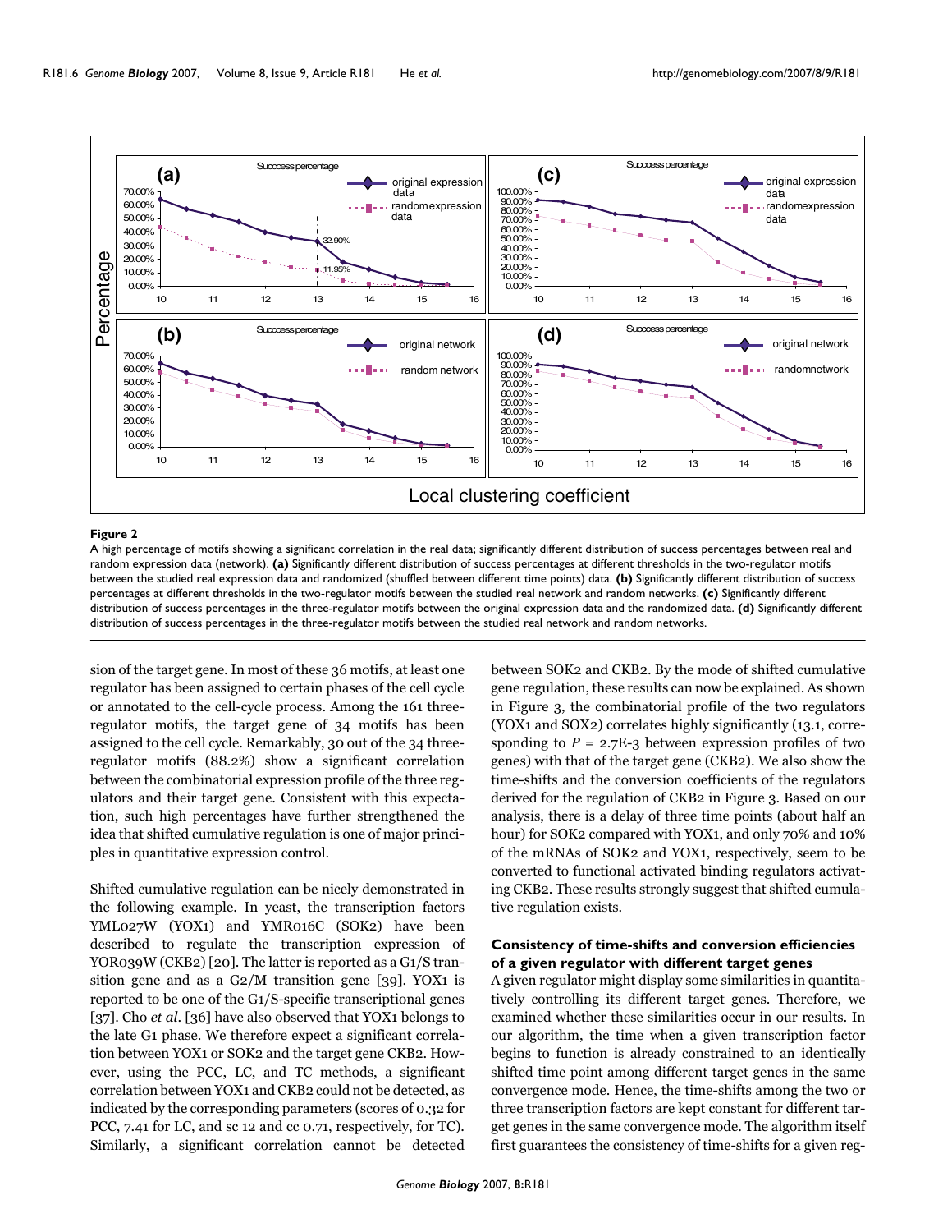**Figure 2**

A high percentage of motifs showing a significant correlation in the real data; significantly different distribution of success percentages between real and random expression data (network). **(a)** Significantly different distribution of success percentages at different thresholds in the two-regulator motifs between the studied real expression data and randomized (shuffled between different time points) data. **(b)** Significantly different distribution of success percentages at different thresholds in the two-regulator motifs between the studied real network and random networks. **(c)** Significantly different distribution of success percentages in the three-regulator motifs between the original expression data and the randomized data. **(d)** Significantly different distribution of success percentages in the three-regulator motifs between the studied real network and random networks.

sion of the target gene. In most of these 36 motifs, at least one regulator has been assigned to certain phases of the cell cycle or annotated to the cell-cycle process. Among the 161 three-regulator motifs, the target gene of 34 motifs has been assigned to the cell cycle. Remarkably, 30 out of the 34 three-regulator motifs (88.2%) show a significant correlation between the combinatorial expression profile of the three regulators and their target gene. Consistent with this expectation, such high percentages have further strengthened the idea that shifted cumulative regulation is one of major principles in quantitative expression control.

Shifted cumulative regulation can be nicely demonstrated in the following example. In yeast, the transcription factors YML027W (YOX1) and YMR016C (SOK2) have been described to regulate the transcription expression of YOR039W (CKB2) [20]. The latter is reported as a G1/S transition gene and as a G2/M transition gene [39]. YOX1 is reported to be one of the G1/S-specific transcriptional genes [37]. Cho *et al*. [36] have also observed that YOX1 belongs to the late G1 phase. We therefore expect a significant correlation between YOX1 or SOK2 and the target gene CKB2. However, using the PCC, LC, and TC methods, a significant correlation between YOX1 and CKB2 could not be detected, as indicated by the corresponding parameters (scores of 0.32 for PCC, 7.41 for LC, and sc 12 and cc 0.71, respectively, for TC). Similarly, a significant correlation cannot be detected between SOK2 and CKB2. By the mode of shifted cumulative gene regulation, these results can now be explained. As shown in Figure 3, the combinatorial profile of the two regulators (YOX1 and SOX2) correlates highly significantly (13.1, corresponding to $P$ = 2.7E-3 between expression profiles of two genes) with that of the target gene (CKB2). We also show the time-shifts and the conversion coefficients of the regulators derived for the regulation of CKB2 in Figure 3. Based on our analysis, there is a delay of three time points (about half an hour) for SOK2 compared with YOX1, and only 70% and 10% of the mRNAs of SOK2 and YOX1, respectively, seem to be converted to functional activated binding regulators activating CKB2. These results strongly suggest that shifted cumulative regulation exists.

### Consistency of time-shifts and conversion efficiencies of a given regulator with different target genes

A given regulator might display some similarities in quantitatively controlling its different target genes. Therefore, we examined whether these similarities occur in our results. In our algorithm, the time when a given transcription factor begins to function is already constrained to an identically shifted time point among different target genes in the same convergence mode. Hence, the time-shifts among the two or three transcription factors are kept constant for different target genes in the same convergence mode. The algorithm itself first guarantees the consistency of time-shifts for a given reg-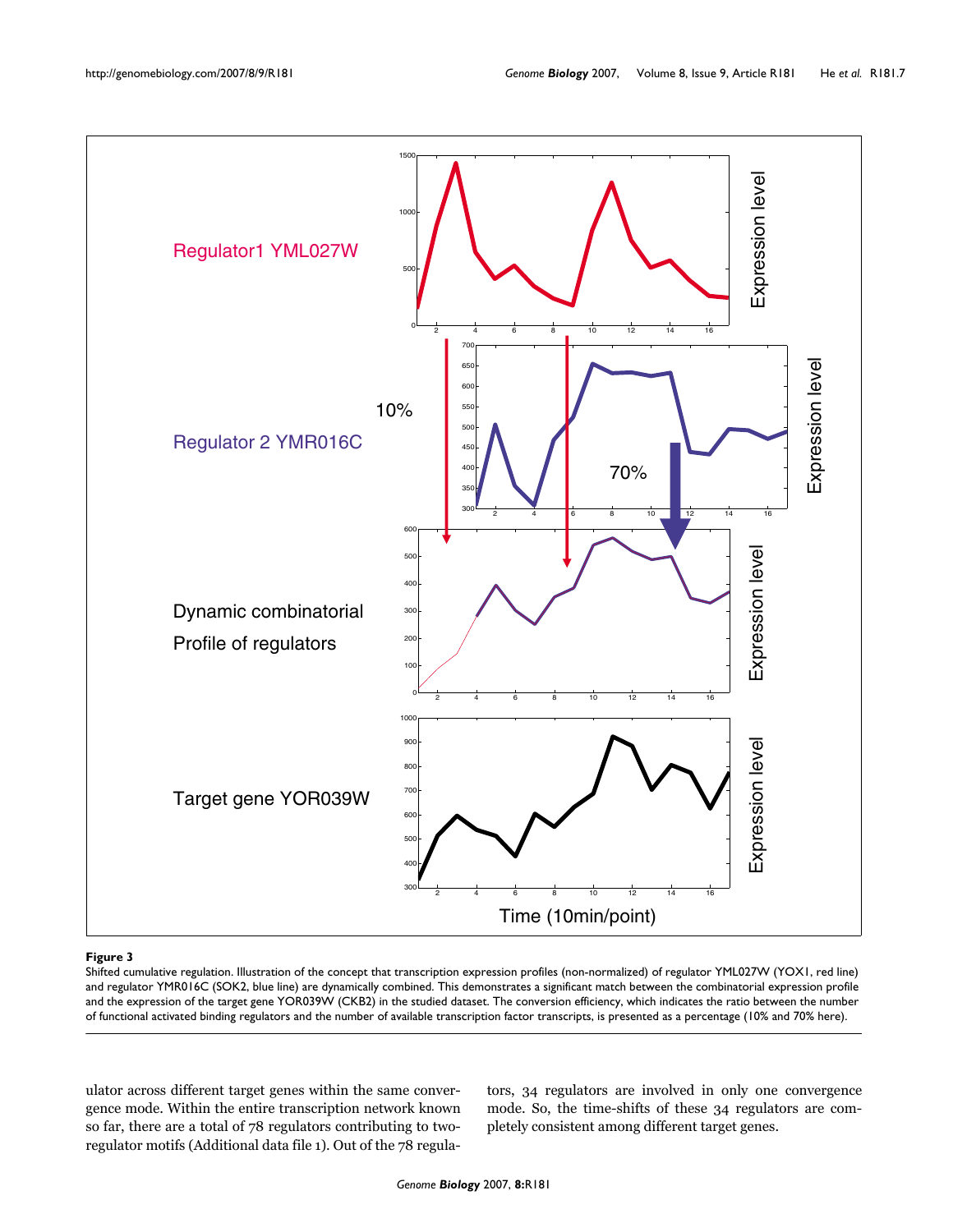**Figure 3**

Shifted cumulative regulation. Illustration of the concept that transcription expression profiles (non-normalized) of regulator YML027W (YOX1, red line) and regulator YMR016C (SOK2, blue line) are dynamically combined. This demonstrates a significant match between the combinatorial expression profile and the expression of the target gene YOR039W (CKB2) in the studied dataset. The conversion efficiency, which indicates the ratio between the number of functional activated binding regulators and the number of available transcription factor transcripts, is presented as a percentage (10% and 70% here).

ulator across different target genes within the same convergence mode. Within the entire transcription network known so far, there are a total of 78 regulators contributing to two-regulator motifs (Additional data file 1). Out of the 78 regulators, 34 regulators are involved in only one convergence mode. So, the time-shifts of these 34 regulators are completely consistent among different target genes.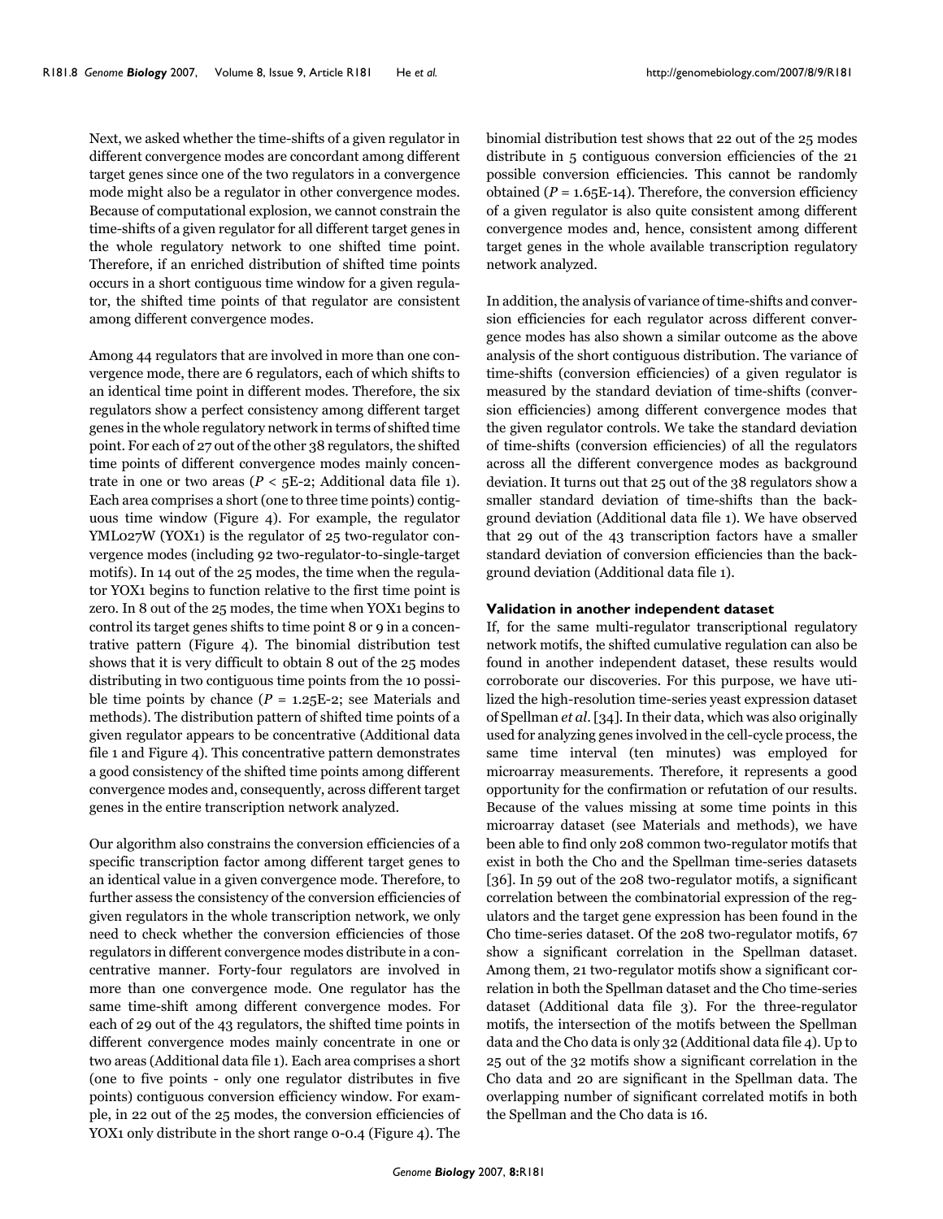Next, we asked whether the time-shifts of a given regulator in different convergence modes are concordant among different target genes since one of the two regulators in a convergence mode might also be a regulator in other convergence modes. Because of computational explosion, we cannot constrain the time-shifts of a given regulator for all different target genes in the whole regulatory network to one shifted time point. Therefore, if an enriched distribution of shifted time points occurs in a short contiguous time window for a given regulator, the shifted time points of that regulator are consistent among different convergence modes.

Among 44 regulators that are involved in more than one convergence mode, there are 6 regulators, each of which shifts to an identical time point in different modes. Therefore, the six regulators show a perfect consistency among different target genes in the whole regulatory network in terms of shifted time point. For each of 27 out of the other 38 regulators, the shifted time points of different convergence modes mainly concentrate in one or two areas ($P$ < 5E-2; Additional data file 1). Each area comprises a short (one to three time points) contiguous time window (Figure 4). For example, the regulator YML027W (YOX1) is the regulator of 25 two-regulator convergence modes (including 92 two-regulator-to-single-target motifs). In 14 out of the 25 modes, the time when the regulator YOX1 begins to function relative to the first time point is zero. In 8 out of the 25 modes, the time when YOX1 begins to control its target genes shifts to time point 8 or 9 in a concentrative pattern (Figure 4). The binomial distribution test shows that it is very difficult to obtain 8 out of the 25 modes distributing in two contiguous time points from the 10 possible time points by chance ($P$ = 1.25E-2; see Materials and methods). The distribution pattern of shifted time points of a given regulator appears to be concentrative (Additional data file 1 and Figure 4). This concentrative pattern demonstrates a good consistency of the shifted time points among different convergence modes and, consequently, across different target genes in the entire transcription network analyzed.

Our algorithm also constrains the conversion efficiencies of a specific transcription factor among different target genes to an identical value in a given convergence mode. Therefore, to further assess the consistency of the conversion efficiencies of given regulators in the whole transcription network, we only need to check whether the conversion efficiencies of those regulators in different convergence modes distribute in a concentrative manner. Forty-four regulators are involved in more than one convergence mode. One regulator has the same time-shift among different convergence modes. For each of 29 out of the 43 regulators, the shifted time points in different convergence modes mainly concentrate in one or two areas (Additional data file 1). Each area comprises a short (one to five points - only one regulator distributes in five points) contiguous conversion efficiency window. For example, in 22 out of the 25 modes, the conversion efficiencies of YOX1 only distribute in the short range 0-0.4 (Figure 4). The binomial distribution test shows that 22 out of the 25 modes distribute in 5 contiguous conversion efficiencies of the 21 possible conversion efficiencies. This cannot be randomly obtained ($P$ = 1.65E-14). Therefore, the conversion efficiency of a given regulator is also quite consistent among different convergence modes and, hence, consistent among different target genes in the whole available transcription regulatory network analyzed.

In addition, the analysis of variance of time-shifts and conversion efficiencies for each regulator across different convergence modes has also shown a similar outcome as the above analysis of the short contiguous distribution. The variance of time-shifts (conversion efficiencies) of a given regulator is measured by the standard deviation of time-shifts (conversion efficiencies) among different convergence modes that the given regulator controls. We take the standard deviation of time-shifts (conversion efficiencies) of all the regulators across all the different convergence modes as background deviation. It turns out that 25 out of the 38 regulators show a smaller standard deviation of time-shifts than the background deviation (Additional data file 1). We have observed that 29 out of the 43 transcription factors have a smaller standard deviation of conversion efficiencies than the background deviation (Additional data file 1).

### Validation in another independent dataset

If, for the same multi-regulator transcriptional regulatory network motifs, the shifted cumulative regulation can also be found in another independent dataset, these results would corroborate our discoveries. For this purpose, we have utilized the high-resolution time-series yeast expression dataset of Spellman *et al*. [34]. In their data, which was also originally used for analyzing genes involved in the cell-cycle process, the same time interval (ten minutes) was employed for microarray measurements. Therefore, it represents a good opportunity for the confirmation or refutation of our results. Because of the values missing at some time points in this microarray dataset (see Materials and methods), we have been able to find only 208 common two-regulator motifs that exist in both the Cho and the Spellman time-series datasets [36]. In 59 out of the 208 two-regulator motifs, a significant correlation between the combinatorial expression of the regulators and the target gene expression has been found in the Cho time-series dataset. Of the 208 two-regulator motifs, 67 show a significant correlation in the Spellman dataset. Among them, 21 two-regulator motifs show a significant correlation in both the Spellman dataset and the Cho time-series dataset (Additional data file 3). For the three-regulator motifs, the intersection of the motifs between the Spellman data and the Cho data is only 32 (Additional data file 4). Up to 25 out of the 32 motifs show a significant correlation in the Cho data and 20 are significant in the Spellman data. The overlapping number of significant correlated motifs in both the Spellman and the Cho data is 16.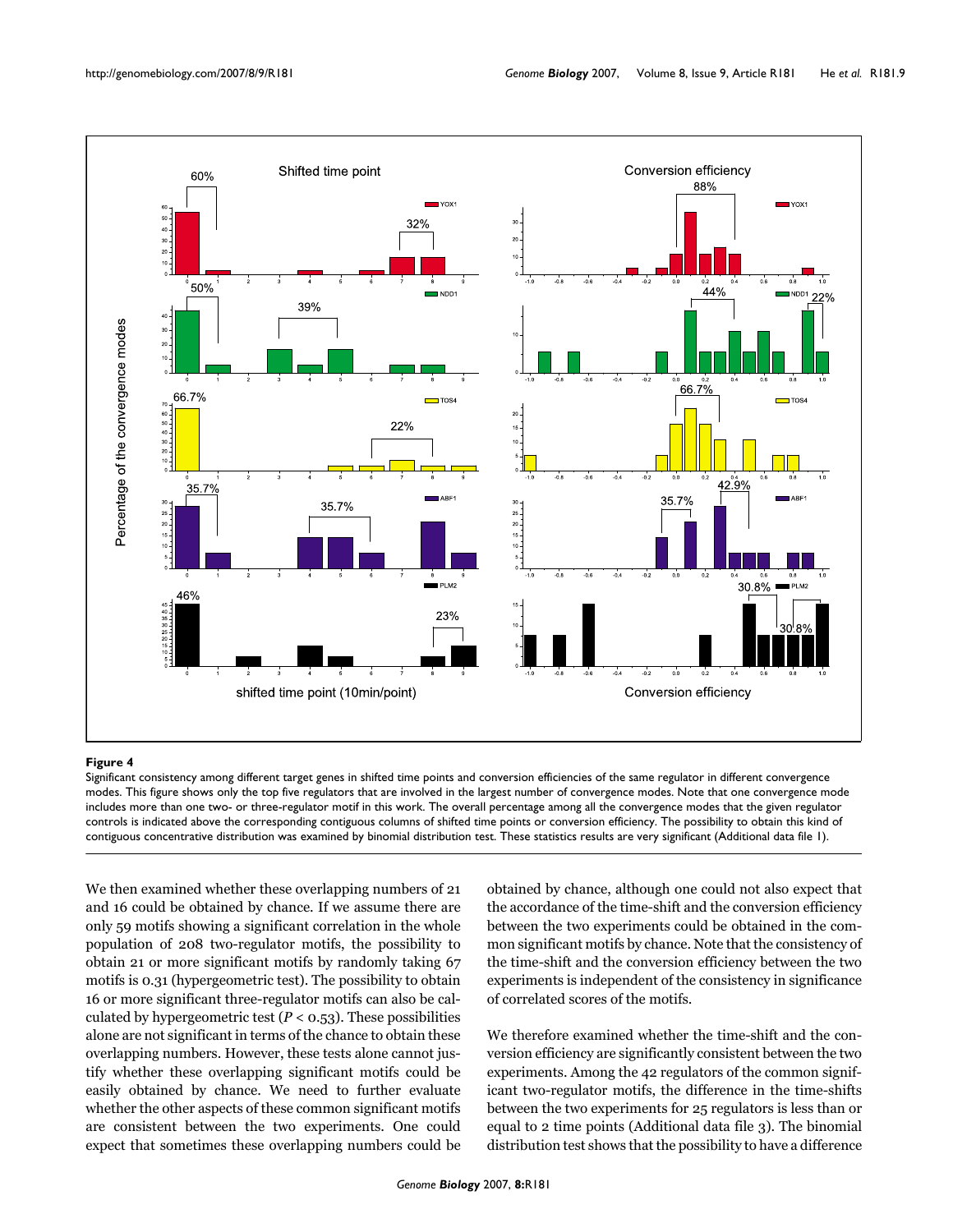**Figure 4**

Significant consistency among different target genes in shifted time points and conversion efficiencies of the same regulator in different convergence modes. This figure shows only the top five regulators that are involved in the largest number of convergence modes. Note that one convergence mode includes more than one two- or three-regulator motif in this work. The overall percentage among all the convergence modes that the given regulator controls is indicated above the corresponding contiguous columns of shifted time points or conversion efficiency. The possibility to obtain this kind of contiguous concentrative distribution was examined by binomial distribution test. These statistics results are very significant (Additional data file 1).

We then examined whether these overlapping numbers of 21 and 16 could be obtained by chance. If we assume there are only 59 motifs showing a significant correlation in the whole population of 208 two-regulator motifs, the possibility to obtain 21 or more significant motifs by randomly taking 67 motifs is 0.31 (hypergeometric test). The possibility to obtain 16 or more significant three-regulator motifs can also be calculated by hypergeometric test ($P < 0.53$). These possibilities alone are not significant in terms of the chance to obtain these overlapping numbers. However, these tests alone cannot justify whether these overlapping significant motifs could be easily obtained by chance. We need to further evaluate whether the other aspects of these common significant motifs are consistent between the two experiments. One could expect that sometimes these overlapping numbers could be obtained by chance, although one could not also expect that the accordance of the time-shift and the conversion efficiency between the two experiments could be obtained in the common significant motifs by chance. Note that the consistency of the time-shift and the conversion efficiency between the two experiments is independent of the consistency in significance of correlated scores of the motifs.

We therefore examined whether the time-shift and the conversion efficiency are significantly consistent between the two experiments. Among the 42 regulators of the common significant two-regulator motifs, the difference in the time-shifts between the two experiments for 25 regulators is less than or equal to 2 time points (Additional data file 3). The binomial distribution test shows that the possibility to have a difference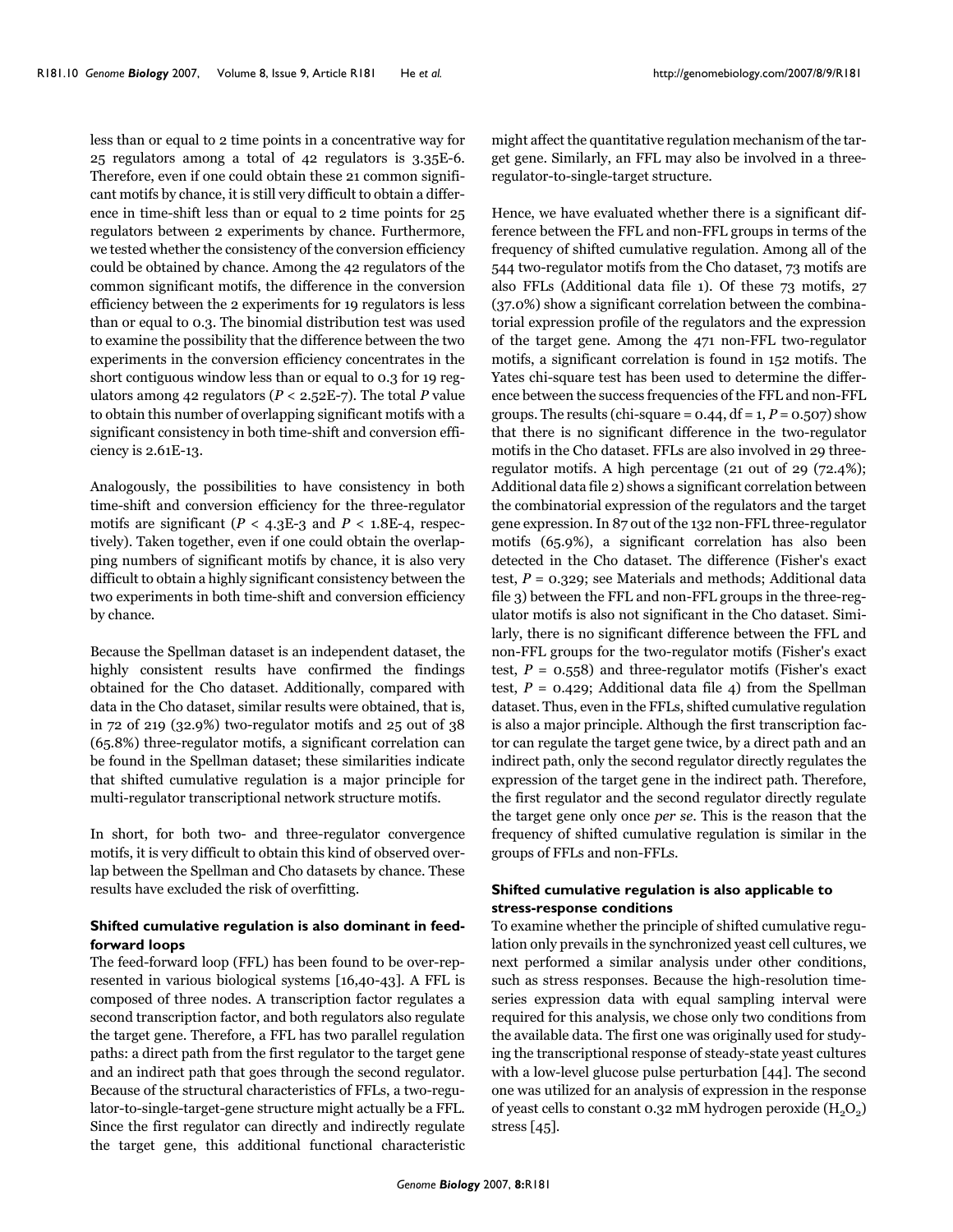less than or equal to 2 time points in a concentrative way for 25 regulators among a total of 42 regulators is 3.35E-6. Therefore, even if one could obtain these 21 common significant motifs by chance, it is still very difficult to obtain a difference in time-shift less than or equal to 2 time points for 25 regulators between 2 experiments by chance. Furthermore, we tested whether the consistency of the conversion efficiency could be obtained by chance. Among the 42 regulators of the common significant motifs, the difference in the conversion efficiency between the 2 experiments for 19 regulators is less than or equal to 0.3. The binomial distribution test was used to examine the possibility that the difference between the two experiments in the conversion efficiency concentrates in the short contiguous window less than or equal to 0.3 for 19 regulators among 42 regulators ($P < 2.52E-7$). The total $P$ value to obtain this number of overlapping significant motifs with a significant consistency in both time-shift and conversion efficiency is 2.61E-13.

Analogously, the possibilities to have consistency in both time-shift and conversion efficiency for the three-regulator motifs are significant ($P < 4.3E-3$ and $P < 1.8E-4$, respectively). Taken together, even if one could obtain the overlapping numbers of significant motifs by chance, it is also very difficult to obtain a highly significant consistency between the two experiments in both time-shift and conversion efficiency by chance.

Because the Spellman dataset is an independent dataset, the highly consistent results have confirmed the findings obtained for the Cho dataset. Additionally, compared with data in the Cho dataset, similar results were obtained, that is, in 72 of 219 (32.9%) two-regulator motifs and 25 out of 38 (65.8%) three-regulator motifs, a significant correlation can be found in the Spellman dataset; these similarities indicate that shifted cumulative regulation is a major principle for multi-regulator transcriptional network structure motifs.

In short, for both two- and three-regulator convergence motifs, it is very difficult to obtain this kind of observed overlap between the Spellman and Cho datasets by chance. These results have excluded the risk of overfitting.

### Shifted cumulative regulation is also dominant in feed-forward loops

The feed-forward loop (FFL) has been found to be over-represented in various biological systems [16,40-43]. A FFL is composed of three nodes. A transcription factor regulates a second transcription factor, and both regulators also regulate the target gene. Therefore, a FFL has two parallel regulation paths: a direct path from the first regulator to the target gene and an indirect path that goes through the second regulator. Because of the structural characteristics of FFLs, a two-regulator-to-single-target-gene structure might actually be a FFL. Since the first regulator can directly and indirectly regulate the target gene, this additional functional characteristic might affect the quantitative regulation mechanism of the target gene. Similarly, an FFL may also be involved in a three-regulator-to-single-target structure.

Hence, we have evaluated whether there is a significant difference between the FFL and non-FFL groups in terms of the frequency of shifted cumulative regulation. Among all of the 544 two-regulator motifs from the Cho dataset, 73 motifs are also FFLs (Additional data file 1). Of these 73 motifs, 27 (37.0%) show a significant correlation between the combinatorial expression profile of the regulators and the expression of the target gene. Among the 471 non-FFL two-regulator motifs, a significant correlation is found in 152 motifs. The Yates chi-square test has been used to determine the difference between the success frequencies of the FFL and non-FFL groups. The results (chi-square = 0.44, df = 1, $P = 0.507$) show that there is no significant difference in the two-regulator motifs in the Cho dataset. FFLs are also involved in 29 three-regulator motifs. A high percentage (21 out of 29 (72.4%); Additional data file 2) shows a significant correlation between the combinatorial expression of the regulators and the target gene expression. In 87 out of the 132 non-FFL three-regulator motifs (65.9%), a significant correlation has also been detected in the Cho dataset. The difference (Fisher's exact test, $P = 0.329$; see Materials and methods; Additional data file 3) between the FFL and non-FFL groups in the three-regulator motifs is also not significant in the Cho dataset. Similarly, there is no significant difference between the FFL and non-FFL groups for the two-regulator motifs (Fisher's exact test, $P = 0.558$) and three-regulator motifs (Fisher's exact test, $P = 0.429$; Additional data file 4) from the Spellman dataset. Thus, even in the FFLs, shifted cumulative regulation is also a major principle. Although the first transcription factor can regulate the target gene twice, by a direct path and an indirect path, only the second regulator directly regulates the expression of the target gene in the indirect path. Therefore, the first regulator and the second regulator directly regulate the target gene only once *per se*. This is the reason that the frequency of shifted cumulative regulation is similar in the groups of FFLs and non-FFLs.

### Shifted cumulative regulation is also applicable to stress-response conditions

To examine whether the principle of shifted cumulative regulation only prevails in the synchronized yeast cell cultures, we next performed a similar analysis under other conditions, such as stress responses. Because the high-resolution time-series expression data with equal sampling interval were required for this analysis, we chose only two conditions from the available data. The first one was originally used for studying the transcriptional response of steady-state yeast cultures with a low-level glucose pulse perturbation [44]. The second one was utilized for an analysis of expression in the response of yeast cells to constant 0.32 mM hydrogen peroxide ($H_2O_2$) stress [45].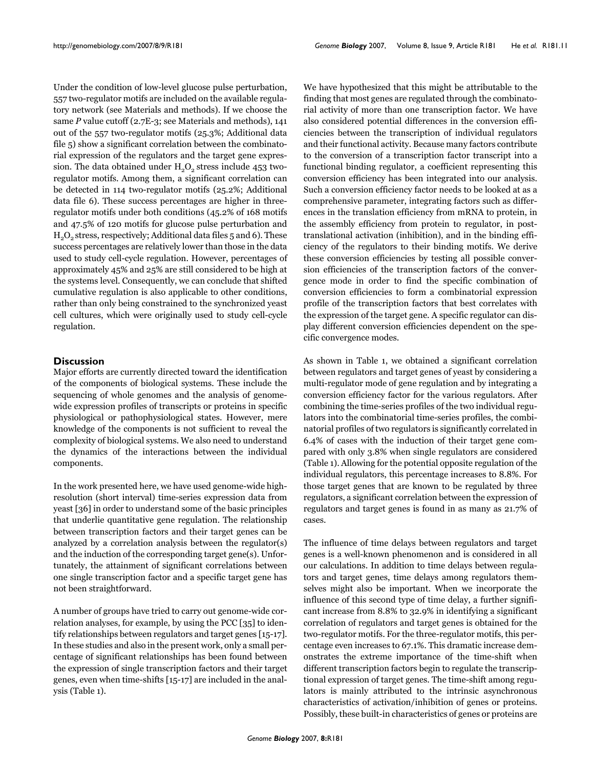Under the condition of low-level glucose pulse perturbation, 557 two-regulator motifs are included on the available regulatory network (see Materials and methods). If we choose the same *P* value cutoff (2.7E-3; see Materials and methods), 141 out of the 557 two-regulator motifs (25.3%; Additional data file 5) show a significant correlation between the combinatorial expression of the regulators and the target gene expression. The data obtained under $H_2O_2$ stress include 453 two-regulator motifs. Among them, a significant correlation can be detected in 114 two-regulator motifs (25.2%; Additional data file 6). These success percentages are higher in three-regulator motifs under both conditions (45.2% of 168 motifs and 47.5% of 120 motifs for glucose pulse perturbation and $H_2O_2$ stress, respectively; Additional data files 5 and 6). These success percentages are relatively lower than those in the data used to study cell-cycle regulation. However, percentages of approximately 45% and 25% are still considered to be high at the systems level. Consequently, we can conclude that shifted cumulative regulation is also applicable to other conditions, rather than only being constrained to the synchronized yeast cell cultures, which were originally used to study cell-cycle regulation.

## Discussion

Major efforts are currently directed toward the identification of the components of biological systems. These include the sequencing of whole genomes and the analysis of genome-wide expression profiles of transcripts or proteins in specific physiological or pathophysiological states. However, mere knowledge of the components is not sufficient to reveal the complexity of biological systems. We also need to understand the dynamics of the interactions between the individual components.

In the work presented here, we have used genome-wide high-resolution (short interval) time-series expression data from yeast [36] in order to understand some of the basic principles that underlie quantitative gene regulation. The relationship between transcription factors and their target genes can be analyzed by a correlation analysis between the regulator(s) and the induction of the corresponding target gene(s). Unfortunately, the attainment of significant correlations between one single transcription factor and a specific target gene has not been straightforward.

A number of groups have tried to carry out genome-wide correlation analyses, for example, by using the PCC [35] to identify relationships between regulators and target genes [15-17]. In these studies and also in the present work, only a small percentage of significant relationships has been found between the expression of single transcription factors and their target genes, even when time-shifts [15-17] are included in the analysis (Table 1).

We have hypothesized that this might be attributable to the finding that most genes are regulated through the combinatorial activity of more than one transcription factor. We have also considered potential differences in the conversion efficiencies between the transcription of individual regulators and their functional activity. Because many factors contribute to the conversion of a transcription factor transcript into a functional binding regulator, a coefficient representing this conversion efficiency has been integrated into our analysis. Such a conversion efficiency factor needs to be looked at as a comprehensive parameter, integrating factors such as differences in the translation efficiency from mRNA to protein, in the assembly efficiency from protein to regulator, in post-translational activation (inhibition), and in the binding efficiency of the regulators to their binding motifs. We derive these conversion efficiencies by testing all possible conversion efficiencies of the transcription factors of the convergence mode in order to find the specific combination of conversion efficiencies to form a combinatorial expression profile of the transcription factors that best correlates with the expression of the target gene. A specific regulator can display different conversion efficiencies dependent on the specific convergence modes.

As shown in Table 1, we obtained a significant correlation between regulators and target genes of yeast by considering a multi-regulator mode of gene regulation and by integrating a conversion efficiency factor for the various regulators. After combining the time-series profiles of the two individual regulators into the combinatorial time-series profiles, the combinatorial profiles of two regulators is significantly correlated in 6.4% of cases with the induction of their target gene compared with only 3.8% when single regulators are considered (Table 1). Allowing for the potential opposite regulation of the individual regulators, this percentage increases to 8.8%. For those target genes that are known to be regulated by three regulators, a significant correlation between the expression of regulators and target genes is found in as many as 21.7% of cases.

The influence of time delays between regulators and target genes is a well-known phenomenon and is considered in all our calculations. In addition to time delays between regulators and target genes, time delays among regulators themselves might also be important. When we incorporate the influence of this second type of time delay, a further significant increase from 8.8% to 32.9% in identifying a significant correlation of regulators and target genes is obtained for the two-regulator motifs. For the three-regulator motifs, this percentage even increases to 67.1%. This dramatic increase demonstrates the extreme importance of the time-shift when different transcription factors begin to regulate the transcriptional expression of target genes. The time-shift among regulators is mainly attributed to the intrinsic asynchronous characteristics of activation/inhibition of genes or proteins. Possibly, these built-in characteristics of genes or proteins are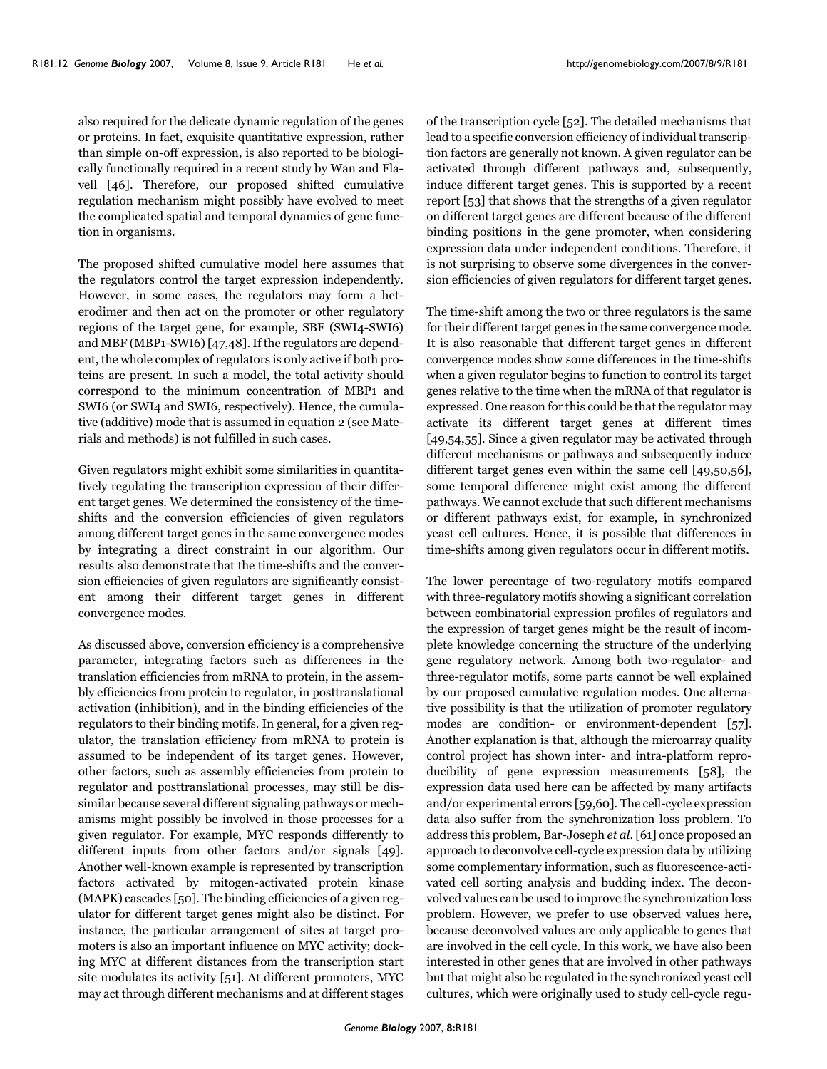also required for the delicate dynamic regulation of the genes or proteins. In fact, exquisite quantitative expression, rather than simple on-off expression, is also reported to be biologically functionally required in a recent study by Wan and Flavell [46]. Therefore, our proposed shifted cumulative regulation mechanism might possibly have evolved to meet the complicated spatial and temporal dynamics of gene function in organisms.

The proposed shifted cumulative model here assumes that the regulators control the target expression independently. However, in some cases, the regulators may form a heterodimer and then act on the promoter or other regulatory regions of the target gene, for example, SBF (SWI4-SWI6) and MBF (MBP1-SWI6) [47,48]. If the regulators are dependent, the whole complex of regulators is only active if both proteins are present. In such a model, the total activity should correspond to the minimum concentration of MBP1 and SWI6 (or SWI4 and SWI6, respectively). Hence, the cumulative (additive) mode that is assumed in equation 2 (see Materials and methods) is not fulfilled in such cases.

Given regulators might exhibit some similarities in quantitatively regulating the transcription expression of their different target genes. We determined the consistency of the time-shifts and the conversion efficiencies of given regulators among different target genes in the same convergence modes by integrating a direct constraint in our algorithm. Our results also demonstrate that the time-shifts and the conversion efficiencies of given regulators are significantly consistent among their different target genes in different convergence modes.

As discussed above, conversion efficiency is a comprehensive parameter, integrating factors such as differences in the translation efficiencies from mRNA to protein, in the assembly efficiencies from protein to regulator, in posttranslational activation (inhibition), and in the binding efficiencies of the regulators to their binding motifs. In general, for a given regulator, the translation efficiency from mRNA to protein is assumed to be independent of its target genes. However, other factors, such as assembly efficiencies from protein to regulator and posttranslational processes, may still be dissimilar because several different signaling pathways or mechanisms might possibly be involved in those processes for a given regulator. For example, MYC responds differently to different inputs from other factors and/or signals [49]. Another well-known example is represented by transcription factors activated by mitogen-activated protein kinase (MAPK) cascades [50]. The binding efficiencies of a given regulator for different target genes might also be distinct. For instance, the particular arrangement of sites at target promoters is also an important influence on MYC activity; docking MYC at different distances from the transcription start site modulates its activity [51]. At different promoters, MYC may act through different mechanisms and at different stages of the transcription cycle [52]. The detailed mechanisms that lead to a specific conversion efficiency of individual transcription factors are generally not known. A given regulator can be activated through different pathways and, subsequently, induce different target genes. This is supported by a recent report [53] that shows that the strengths of a given regulator on different target genes are different because of the different binding positions in the gene promoter, when considering expression data under independent conditions. Therefore, it is not surprising to observe some divergences in the conversion efficiencies of given regulators for different target genes.

The time-shift among the two or three regulators is the same for their different target genes in the same convergence mode. It is also reasonable that different target genes in different convergence modes show some differences in the time-shifts when a given regulator begins to function to control its target genes relative to the time when the mRNA of that regulator is expressed. One reason for this could be that the regulator may activate its different target genes at different times [49,54,55]. Since a given regulator may be activated through different mechanisms or pathways and subsequently induce different target genes even within the same cell [49,50,56], some temporal difference might exist among the different pathways. We cannot exclude that such different mechanisms or different pathways exist, for example, in synchronized yeast cell cultures. Hence, it is possible that differences in time-shifts among given regulators occur in different motifs.

The lower percentage of two-regulatory motifs compared with three-regulatory motifs showing a significant correlation between combinatorial expression profiles of regulators and the expression of target genes might be the result of incomplete knowledge concerning the structure of the underlying gene regulatory network. Among both two-regulator- and three-regulator motifs, some parts cannot be well explained by our proposed cumulative regulation modes. One alternative possibility is that the utilization of promoter regulatory modes are condition- or environment-dependent [57]. Another explanation is that, although the microarray quality control project has shown inter- and intra-platform reproducibility of gene expression measurements [58], the expression data used here can be affected by many artifacts and/or experimental errors [59,60]. The cell-cycle expression data also suffer from the synchronization loss problem. To address this problem, Bar-Joseph *et al*. [61] once proposed an approach to deconvolve cell-cycle expression data by utilizing some complementary information, such as fluorescence-activated cell sorting analysis and budding index. The deconvolved values can be used to improve the synchronization loss problem. However, we prefer to use observed values here, because deconvolved values are only applicable to genes that are involved in the cell cycle. In this work, we have also been interested in other genes that are involved in other pathways but that might also be regulated in the synchronized yeast cell cultures, which were originally used to study cell-cycle regu-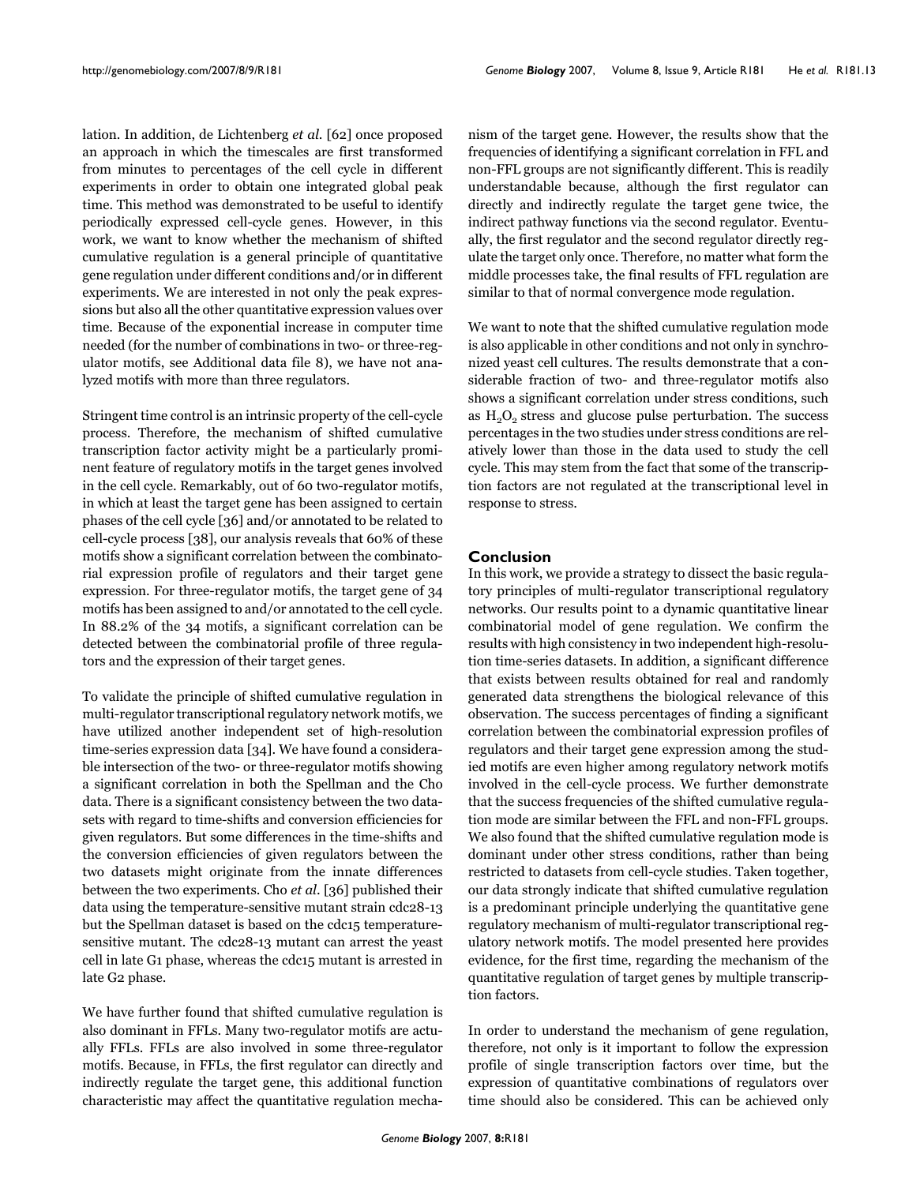lation. In addition, de Lichtenberg *et al.* [62] once proposed an approach in which the timescales are first transformed from minutes to percentages of the cell cycle in different experiments in order to obtain one integrated global peak time. This method was demonstrated to be useful to identify periodically expressed cell-cycle genes. However, in this work, we want to know whether the mechanism of shifted cumulative regulation is a general principle of quantitative gene regulation under different conditions and/or in different experiments. We are interested in not only the peak expressions but also all the other quantitative expression values over time. Because of the exponential increase in computer time needed (for the number of combinations in two- or three-regulator motifs, see Additional data file 8), we have not analyzed motifs with more than three regulators.

Stringent time control is an intrinsic property of the cell-cycle process. Therefore, the mechanism of shifted cumulative transcription factor activity might be a particularly prominent feature of regulatory motifs in the target genes involved in the cell cycle. Remarkably, out of 60 two-regulator motifs, in which at least the target gene has been assigned to certain phases of the cell cycle [36] and/or annotated to be related to cell-cycle process [38], our analysis reveals that 60% of these motifs show a significant correlation between the combinatorial expression profile of regulators and their target gene expression. For three-regulator motifs, the target gene of 34 motifs has been assigned to and/or annotated to the cell cycle. In 88.2% of the 34 motifs, a significant correlation can be detected between the combinatorial profile of three regulators and the expression of their target genes.

To validate the principle of shifted cumulative regulation in multi-regulator transcriptional regulatory network motifs, we have utilized another independent set of high-resolution time-series expression data [34]. We have found a considerable intersection of the two- or three-regulator motifs showing a significant correlation in both the Spellman and the Cho data. There is a significant consistency between the two datasets with regard to time-shifts and conversion efficiencies for given regulators. But some differences in the time-shifts and the conversion efficiencies of given regulators between the two datasets might originate from the innate differences between the two experiments. Cho *et al.* [36] published their data using the temperature-sensitive mutant strain cdc28-13 but the Spellman dataset is based on the cdc15 temperature-sensitive mutant. The cdc28-13 mutant can arrest the yeast cell in late G1 phase, whereas the cdc15 mutant is arrested in late G2 phase.

We have further found that shifted cumulative regulation is also dominant in FFLs. Many two-regulator motifs are actually FFLs. FFLs are also involved in some three-regulator motifs. Because, in FFLs, the first regulator can directly and indirectly regulate the target gene, this additional function characteristic may affect the quantitative regulation mechanism of the target gene. However, the results show that the frequencies of identifying a significant correlation in FFL and non-FFL groups are not significantly different. This is readily understandable because, although the first regulator can directly and indirectly regulate the target gene twice, the indirect pathway functions via the second regulator. Eventually, the first regulator and the second regulator directly regulate the target only once. Therefore, no matter what form the middle processes take, the final results of FFL regulation are similar to that of normal convergence mode regulation.

We want to note that the shifted cumulative regulation mode is also applicable in other conditions and not only in synchronized yeast cell cultures. The results demonstrate that a considerable fraction of two- and three-regulator motifs also shows a significant correlation under stress conditions, such as $H_2O_2$ stress and glucose pulse perturbation. The success percentages in the two studies under stress conditions are relatively lower than those in the data used to study the cell cycle. This may stem from the fact that some of the transcription factors are not regulated at the transcriptional level in response to stress.

## Conclusion

In this work, we provide a strategy to dissect the basic regulatory principles of multi-regulator transcriptional regulatory networks. Our results point to a dynamic quantitative linear combinatorial model of gene regulation. We confirm the results with high consistency in two independent high-resolution time-series datasets. In addition, a significant difference that exists between results obtained for real and randomly generated data strengthens the biological relevance of this observation. The success percentages of finding a significant correlation between the combinatorial expression profiles of regulators and their target gene expression among the studied motifs are even higher among regulatory network motifs involved in the cell-cycle process. We further demonstrate that the success frequencies of the shifted cumulative regulation mode are similar between the FFL and non-FFL groups. We also found that the shifted cumulative regulation mode is dominant under other stress conditions, rather than being restricted to datasets from cell-cycle studies. Taken together, our data strongly indicate that shifted cumulative regulation is a predominant principle underlying the quantitative gene regulatory mechanism of multi-regulator transcriptional regulatory network motifs. The model presented here provides evidence, for the first time, regarding the mechanism of the quantitative regulation of target genes by multiple transcription factors.

In order to understand the mechanism of gene regulation, therefore, not only is it important to follow the expression profile of single transcription factors over time, but the expression of quantitative combinations of regulators over time should also be considered. This can be achieved only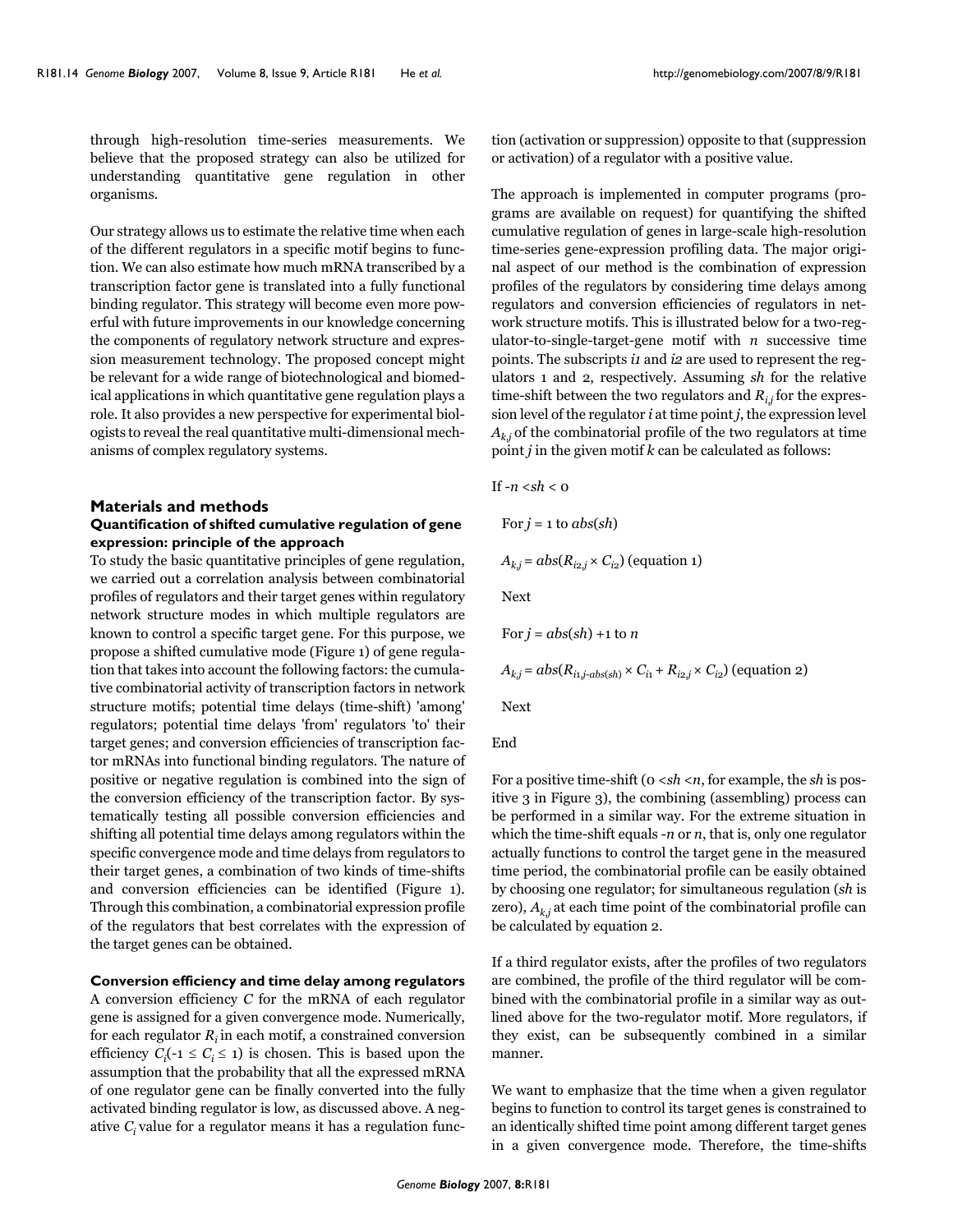through high-resolution time-series measurements. We believe that the proposed strategy can also be utilized for understanding quantitative gene regulation in other organisms.

Our strategy allows us to estimate the relative time when each of the different regulators in a specific motif begins to function. We can also estimate how much mRNA transcribed by a transcription factor gene is translated into a fully functional binding regulator. This strategy will become even more powerful with future improvements in our knowledge concerning the components of regulatory network structure and expression measurement technology. The proposed concept might be relevant for a wide range of biotechnological and biomedical applications in which quantitative gene regulation plays a role. It also provides a new perspective for experimental biologists to reveal the real quantitative multi-dimensional mechanisms of complex regulatory systems.

## Materials and methods

### Quantification of shifted cumulative regulation of gene expression: principle of the approach

To study the basic quantitative principles of gene regulation, we carried out a correlation analysis between combinatorial profiles of regulators and their target genes within regulatory network structure modes in which multiple regulators are known to control a specific target gene. For this purpose, we propose a shifted cumulative mode (Figure 1) of gene regulation that takes into account the following factors: the cumulative combinatorial activity of transcription factors in network structure motifs; potential time delays (time-shift) 'among' regulators; potential time delays 'from' regulators 'to' their target genes; and conversion efficiencies of transcription factor mRNAs into functional binding regulators. The nature of positive or negative regulation is combined into the sign of the conversion efficiency of the transcription factor. By systematically testing all possible conversion efficiencies and shifting all potential time delays among regulators within the specific convergence mode and time delays from regulators to their target genes, a combination of two kinds of time-shifts and conversion efficiencies can be identified (Figure 1). Through this combination, a combinatorial expression profile of the regulators that best correlates with the expression of the target genes can be obtained.

### Conversion efficiency and time delay among regulators

A conversion efficiency $C$ for the mRNA of each regulator gene is assigned for a given convergence mode. Numerically, for each regulator $R_i$ in each motif, a constrained conversion efficiency $C_i(-1 \leq C_i \leq 1)$ is chosen. This is based upon the assumption that the probability that all the expressed mRNA of one regulator gene can be finally converted into the fully activated binding regulator is low, as discussed above. A negative $C_i$ value for a regulator means it has a regulation function (activation or suppression) opposite to that (suppression or activation) of a regulator with a positive value.

The approach is implemented in computer programs (programs are available on request) for quantifying the shifted cumulative regulation of genes in large-scale high-resolution time-series gene-expression profiling data. The major original aspect of our method is the combination of expression profiles of the regulators by considering time delays among regulators and conversion efficiencies of regulators in network structure motifs. This is illustrated below for a two-regulator-to-single-target-gene motif with $n$ successive time points. The subscripts $i1$ and $i2$ are used to represent the regulators 1 and 2, respectively. Assuming $sh$ for the relative time-shift between the two regulators and $R_{i,j}$ for the expression level of the regulator $i$ at time point $j$, the expression level $A_{k,j}$ of the combinatorial profile of the two regulators at time point $j$ in the given motif $k$ can be calculated as follows:

If $-n < sh < 0$

For $j$ = 1 to $abs(sh)$

$A_{k,j} = abs(R_{i2,j} \times C_{i2})$ (equation 1)

Next

For $j = abs(sh) + 1$ to $n$

$A_{k,j} = abs(R_{i1,j-abs(sh)} \times C_{i1} + R_{i2,j} \times C_{i2})$ (equation 2)

Next

End

For a positive time-shift ($0 < sh < n$, for example, the $sh$ is positive 3 in Figure 3), the combining (assembling) process can be performed in a similar way. For the extreme situation in which the time-shift equals $-n$ or $n$, that is, only one regulator actually functions to control the target gene in the measured time period, the combinatorial profile can be easily obtained by choosing one regulator; for simultaneous regulation ($sh$ is zero), $A_{k,j}$ at each time point of the combinatorial profile can be calculated by equation 2.

If a third regulator exists, after the profiles of two regulators are combined, the profile of the third regulator will be combined with the combinatorial profile in a similar way as outlined above for the two-regulator motif. More regulators, if they exist, can be subsequently combined in a similar manner.

We want to emphasize that the time when a given regulator begins to function to control its target genes is constrained to an identically shifted time point among different target genes in a given convergence mode. Therefore, the time-shifts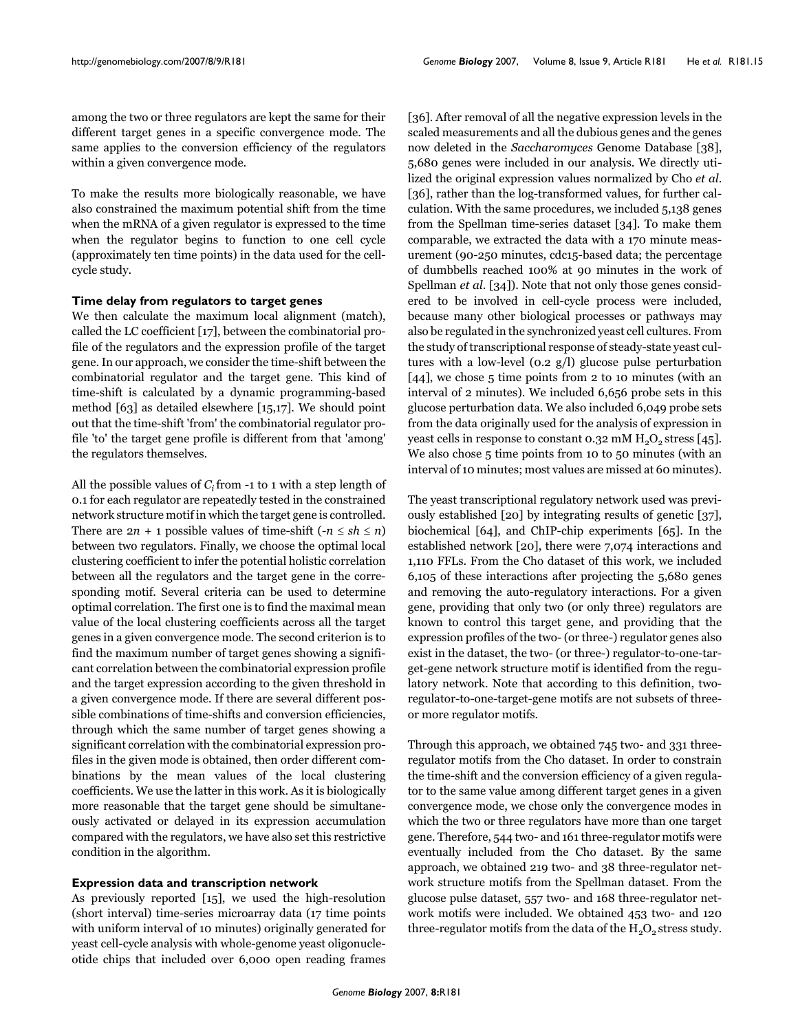among the two or three regulators are kept the same for their different target genes in a specific convergence mode. The same applies to the conversion efficiency of the regulators within a given convergence mode.

To make the results more biologically reasonable, we have also constrained the maximum potential shift from the time when the mRNA of a given regulator is expressed to the time when the regulator begins to function to one cell cycle (approximately ten time points) in the data used for the cell-cycle study.

### Time delay from regulators to target genes

We then calculate the maximum local alignment (match), called the LC coefficient [17], between the combinatorial profile of the regulators and the expression profile of the target gene. In our approach, we consider the time-shift between the combinatorial regulator and the target gene. This kind of time-shift is calculated by a dynamic programming-based method [63] as detailed elsewhere [15,17]. We should point out that the time-shift 'from' the combinatorial regulator profile 'to' the target gene profile is different from that 'among' the regulators themselves.

All the possible values of $C_i$ from -1 to 1 with a step length of 0.1 for each regulator are repeatedly tested in the constrained network structure motif in which the target gene is controlled. There are $2n + 1$ possible values of time-shift ($-n \leq sh \leq n$) between two regulators. Finally, we choose the optimal local clustering coefficient to infer the potential holistic correlation between all the regulators and the target gene in the corresponding motif. Several criteria can be used to determine optimal correlation. The first one is to find the maximal mean value of the local clustering coefficients across all the target genes in a given convergence mode. The second criterion is to find the maximum number of target genes showing a significant correlation between the combinatorial expression profile and the target expression according to the given threshold in a given convergence mode. If there are several different possible combinations of time-shifts and conversion efficiencies, through which the same number of target genes showing a significant correlation with the combinatorial expression profiles in the given mode is obtained, then order different combinations by the mean values of the local clustering coefficients. We use the latter in this work. As it is biologically more reasonable that the target gene should be simultaneously activated or delayed in its expression accumulation compared with the regulators, we have also set this restrictive condition in the algorithm.

### Expression data and transcription network

As previously reported [15], we used the high-resolution (short interval) time-series microarray data (17 time points with uniform interval of 10 minutes) originally generated for yeast cell-cycle analysis with whole-genome yeast oligonucleotide chips that included over 6,000 open reading frames [36]. After removal of all the negative expression levels in the scaled measurements and all the dubious genes and the genes now deleted in the *Saccharomyces* Genome Database [38], 5,680 genes were included in our analysis. We directly utilized the original expression values normalized by Cho *et al*. [36], rather than the log-transformed values, for further calculation. With the same procedures, we included 5,138 genes from the Spellman time-series dataset [34]. To make them comparable, we extracted the data with a 170 minute measurement (90-250 minutes, cdc15-based data; the percentage of dumbbells reached 100% at 90 minutes in the work of Spellman *et al*. [34]). Note that not only those genes considered to be involved in cell-cycle process were included, because many other biological processes or pathways may also be regulated in the synchronized yeast cell cultures. From the study of transcriptional response of steady-state yeast cultures with a low-level (0.2 g/l) glucose pulse perturbation [44], we chose 5 time points from 2 to 10 minutes (with an interval of 2 minutes). We included 6,656 probe sets in this glucose perturbation data. We also included 6,049 probe sets from the data originally used for the analysis of expression in yeast cells in response to constant 0.32 mM $H_2O_2$ stress [45]. We also chose 5 time points from 10 to 50 minutes (with an interval of 10 minutes; most values are missed at 60 minutes).

The yeast transcriptional regulatory network used was previously established [20] by integrating results of genetic [37], biochemical [64], and ChIP-chip experiments [65]. In the established network [20], there were 7,074 interactions and 1,110 FFLs. From the Cho dataset of this work, we included 6,105 of these interactions after projecting the 5,680 genes and removing the auto-regulatory interactions. For a given gene, providing that only two (or only three) regulators are known to control this target gene, and providing that the expression profiles of the two- (or three-) regulator genes also exist in the dataset, the two- (or three-) regulator-to-one-target-gene network structure motif is identified from the regulatory network. Note that according to this definition, two-regulator-to-one-target-gene motifs are not subsets of three- or more regulator motifs.

Through this approach, we obtained 745 two- and 331 three-regulator motifs from the Cho dataset. In order to constrain the time-shift and the conversion efficiency of a given regulator to the same value among different target genes in a given convergence mode, we chose only the convergence modes in which the two or three regulators have more than one target gene. Therefore, 544 two- and 161 three-regulator motifs were eventually included from the Cho dataset. By the same approach, we obtained 219 two- and 38 three-regulator network structure motifs from the Spellman dataset. From the glucose pulse dataset, 557 two- and 168 three-regulator network motifs were included. We obtained 453 two- and 120 three-regulator motifs from the data of the $H_2O_2$ stress study.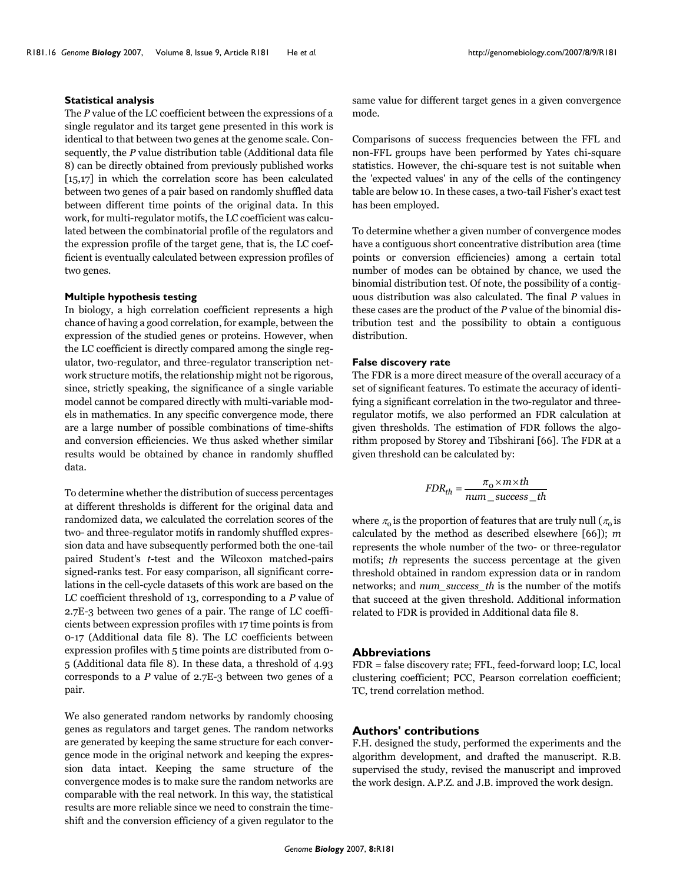### Statistical analysis

The *P* value of the LC coefficient between the expressions of a single regulator and its target gene presented in this work is identical to that between two genes at the genome scale. Consequently, the *P* value distribution table (Additional data file 8) can be directly obtained from previously published works [15,17] in which the correlation score has been calculated between two genes of a pair based on randomly shuffled data between different time points of the original data. In this work, for multi-regulator motifs, the LC coefficient was calculated between the combinatorial profile of the regulators and the expression profile of the target gene, that is, the LC coefficient is eventually calculated between expression profiles of two genes.

### Multiple hypothesis testing

In biology, a high correlation coefficient represents a high chance of having a good correlation, for example, between the expression of the studied genes or proteins. However, when the LC coefficient is directly compared among the single regulator, two-regulator, and three-regulator transcription network structure motifs, the relationship might not be rigorous, since, strictly speaking, the significance of a single variable model cannot be compared directly with multi-variable models in mathematics. In any specific convergence mode, there are a large number of possible combinations of time-shifts and conversion efficiencies. We thus asked whether similar results would be obtained by chance in randomly shuffled data.

To determine whether the distribution of success percentages at different thresholds is different for the original data and randomized data, we calculated the correlation scores of the two- and three-regulator motifs in randomly shuffled expression data and have subsequently performed both the one-tail paired Student's *t*-test and the Wilcoxon matched-pairs signed-ranks test. For easy comparison, all significant correlations in the cell-cycle datasets of this work are based on the LC coefficient threshold of 13, corresponding to a *P* value of 2.7E-3 between two genes of a pair. The range of LC coefficients between expression profiles with 17 time points is from 0-17 (Additional data file 8). The LC coefficients between expression profiles with 5 time points are distributed from 0-5 (Additional data file 8). In these data, a threshold of 4.93 corresponds to a *P* value of 2.7E-3 between two genes of a pair.

We also generated random networks by randomly choosing genes as regulators and target genes. The random networks are generated by keeping the same structure for each convergence mode in the original network and keeping the expression data intact. Keeping the same structure of the convergence modes is to make sure the random networks are comparable with the real network. In this way, the statistical results are more reliable since we need to constrain the time-shift and the conversion efficiency of a given regulator to the same value for different target genes in a given convergence mode.

Comparisons of success frequencies between the FFL and non-FFL groups have been performed by Yates chi-square statistics. However, the chi-square test is not suitable when the 'expected values' in any of the cells of the contingency table are below 10. In these cases, a two-tail Fisher's exact test has been employed.

To determine whether a given number of convergence modes have a contiguous short concentrative distribution area (time points or conversion efficiencies) among a certain total number of modes can be obtained by chance, we used the binomial distribution test. Of note, the possibility of a contiguous distribution was also calculated. The final *P* values in these cases are the product of the *P* value of the binomial distribution test and the possibility to obtain a contiguous distribution.

### False discovery rate

The FDR is a more direct measure of the overall accuracy of a set of significant features. To estimate the accuracy of identifying a significant correlation in the two-regulator and three-regulator motifs, we also performed an FDR calculation at given thresholds. The estimation of FDR follows the algorithm proposed by Storey and Tibshirani [66]. The FDR at a given threshold can be calculated by:

$$FDR_{th} = \frac{\pi_0 \times m \times th}{num\_success\_th}$$

where $\pi_0$ is the proportion of features that are truly null ($\pi_0$ is calculated by the method as described elsewhere [66]); *m* represents the whole number of the two- or three-regulator motifs; *th* represents the success percentage at the given threshold obtained in random expression data or in random networks; and *num_success_th* is the number of the motifs that succeed at the given threshold. Additional information related to FDR is provided in Additional data file 8.

## Abbreviations

FDR = false discovery rate; FFL, feed-forward loop; LC, local clustering coefficient; PCC, Pearson correlation coefficient; TC, trend correlation method.

## Authors' contributions

F.H. designed the study, performed the experiments and the algorithm development, and drafted the manuscript. R.B. supervised the study, revised the manuscript and improved the work design. A.P.Z. and J.B. improved the work design.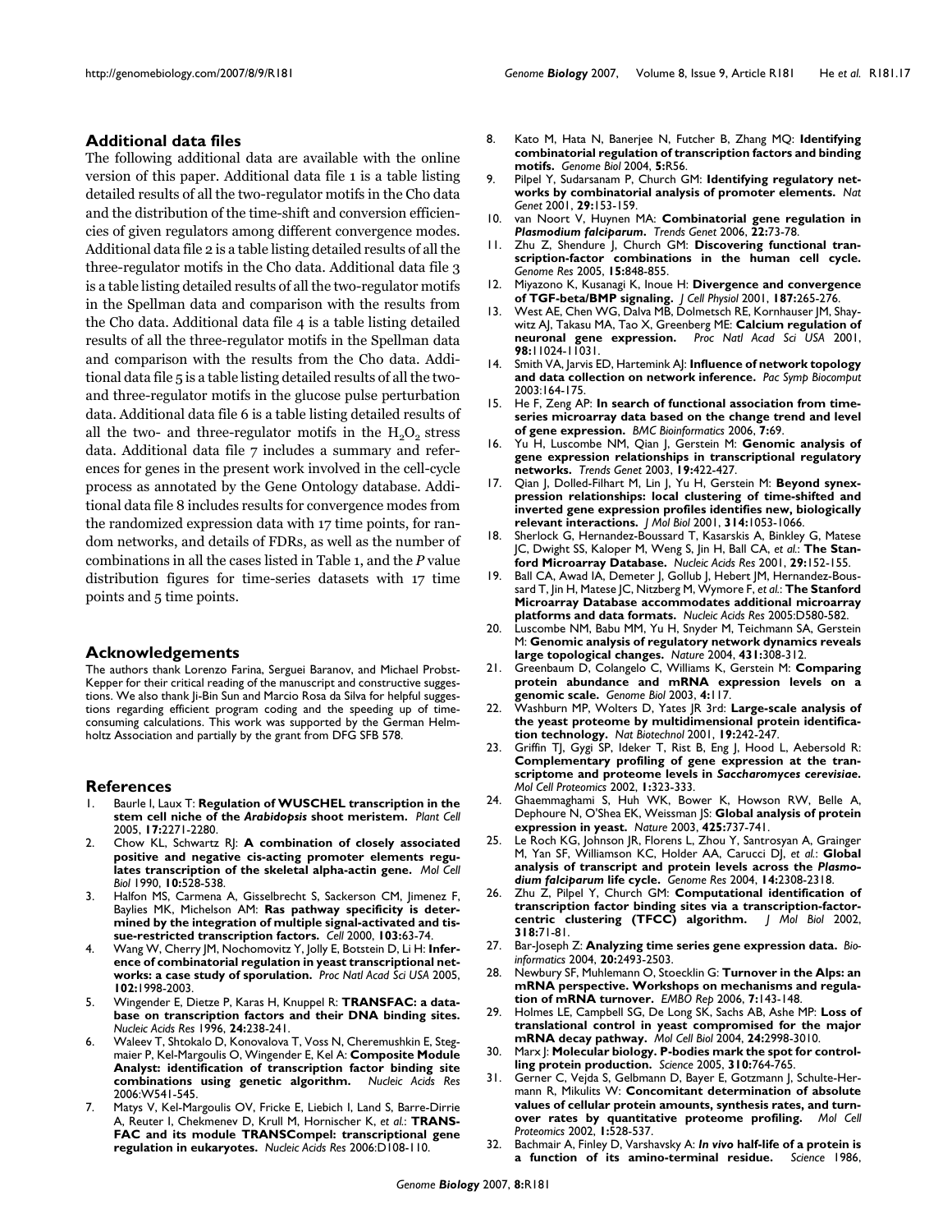## Additional data files

The following additional data are available with the online version of this paper. Additional data file 1 is a table listing detailed results of all the two-regulator motifs in the Cho data and the distribution of the time-shift and conversion efficiencies of given regulators among different convergence modes. Additional data file 2 is a table listing detailed results of all the three-regulator motifs in the Cho data. Additional data file 3 is a table listing detailed results of all the two-regulator motifs in the Spellman data and comparison with the results from the Cho data. Additional data file 4 is a table listing detailed results of all the three-regulator motifs in the Spellman data and comparison with the results from the Cho data. Additional data file 5 is a table listing detailed results of all the two- and three-regulator motifs in the glucose pulse perturbation data. Additional data file 6 is a table listing detailed results of all the two- and three-regulator motifs in the $H_2O_2$ stress data. Additional data file 7 includes a summary and references for genes in the present work involved in the cell-cycle process as annotated by the Gene Ontology database. Additional data file 8 includes results for convergence modes from the randomized expression data with 17 time points, for random networks, and details of FDRs, as well as the number of combinations in all the cases listed in Table 1, and the *P* value distribution figures for time-series datasets with 17 time points and 5 time points.

## Acknowledgements

The authors thank Lorenzo Farina, Serguei Baranov, and Michael Probst-Kepper for their critical reading of the manuscript and constructive suggestions. We also thank Ji-Bin Sun and Marcio Rosa da Silva for helpful suggestions regarding efficient program coding and the speeding up of time-consuming calculations. This work was supported by the German Helmholtz Association and partially by the grant from DFG SFB 578.

## References

1. Baurle I, Laux T: **Regulation of WUSCHEL transcription in the stem cell niche of the *Arabidopsis* shoot meristem.** *Plant Cell* 2005, **17:**2271-2280.
2. Chow KL, Schwartz RJ: **A combination of closely associated positive and negative cis-acting promoter elements regulates transcription of the skeletal alpha-actin gene.** *Mol Cell Biol* 1990, **10:**528-538.
3. Halfon MS, Carmena A, Gisselbrecht S, Sackerson CM, Jimenez F, Baylies MK, Michelson AM: **Ras pathway specificity is determined by the integration of multiple signal-activated and tissue-restricted transcription factors.** *Cell* 2000, **103:**63-74.
4. Wang W, Cherry JM, Nochomovitz Y, Jolly E, Botstein D, Li H: **Inference of combinatorial regulation in yeast transcriptional networks: a case study of sporulation.** *Proc Natl Acad Sci USA* 2005, **102:**1998-2003.
5. Wingender E, Dietze P, Karas H, Knuppel R: **TRANSFAC: a database on transcription factors and their DNA binding sites.** *Nucleic Acids Res* 1996, **24:**238-241.
6. Waleev T, Shtokalo D, Konovalova T, Voss N, Cheremushkin E, Stegmaier P, Kel-Margoulis O, Wingender E, Kel A: **Composite Module Analyst: identification of transcription factor binding site combinations using genetic algorithm.** *Nucleic Acids Res* 2006:W541-545.
7. Matys V, Kel-Margoulis OV, Fricke E, Liebich I, Land S, Barre-Dirrie A, Reuter I, Chekmenev D, Krull M, Hornischer K, *et al.*: **TRANSFAC and its module TRANSCompel: transcriptional gene regulation in eukaryotes.** *Nucleic Acids Res* 2006:D108-110.
8. Kato M, Hata N, Banerjee N, Futcher B, Zhang MQ: **Identifying combinatorial regulation of transcription factors and binding motifs.** *Genome Biol* 2004, **5:**R56.
9. Pilpel Y, Sudarsanam P, Church GM: **Identifying regulatory networks by combinatorial analysis of promoter elements.** *Nat Genet* 2001, **29:**153-159.
10. van Noort V, Huynen MA: **Combinatorial gene regulation in *Plasmodium falciparum*.** *Trends Genet* 2006, **22:**73-78.
11. Zhu Z, Shendure J, Church GM: **Discovering functional transcription-factor combinations in the human cell cycle.** *Genome Res* 2005, **15:**848-855.
12. Miyazono K, Kusanagi K, Inoue H: **Divergence and convergence of TGF-beta/BMP signaling.** *J Cell Physiol* 2001, **187:**265-276.
13. West AE, Chen WG, Dalva MB, Dolmetsch RE, Kornhauser JM, Shaywitz AJ, Takasu MA, Tao X, Greenberg ME: **Calcium regulation of neuronal gene expression.** *Proc Natl Acad Sci USA* 2001, **98:**11024-11031.
14. Smith VA, Jarvis ED, Hartemink AJ: **Influence of network topology and data collection on network inference.** *Pac Symp Biocomput* 2003:164-175.
15. He F, Zeng AP: **In search of functional association from time-series microarray data based on the change trend and level of gene expression.** *BMC Bioinformatics* 2006, **7:**69.
16. Yu H, Luscombe NM, Qian J, Gerstein M: **Genomic analysis of gene expression relationships in transcriptional regulatory networks.** *Trends Genet* 2003, **19:**422-427.
17. Qian J, Dolled-Filhart M, Lin J, Yu H, Gerstein M: **Beyond synexpression relationships: local clustering of time-shifted and inverted gene expression profiles identifies new, biologically relevant interactions.** *J Mol Biol* 2001, **314:**1053-1066.
18. Sherlock G, Hernandez-Boussard T, Kasarskis A, Binkley G, Matese JC, Dwight SS, Kaloper M, Weng S, Jin H, Ball CA, *et al.*: **The Stanford Microarray Database.** *Nucleic Acids Res* 2001, **29:**152-155.
19. Ball CA, Awad IA, Demeter J, Gollub J, Hebert JM, Hernandez-Boussard T, Jin H, Matese JC, Nitzberg M, Wymore F, *et al.*: **The Stanford Microarray Database accommodates additional microarray platforms and data formats.** *Nucleic Acids Res* 2005:D580-582.
20. Luscombe NM, Babu MM, Yu H, Snyder M, Teichmann SA, Gerstein M: **Genomic analysis of regulatory network dynamics reveals large topological changes.** *Nature* 2004, **431:**308-312.
21. Greenbaum D, Colangelo C, Williams K, Gerstein M: **Comparing protein abundance and mRNA expression levels on a genomic scale.** *Genome Biol* 2003, **4:**117.
22. Washburn MP, Wolters D, Yates JR 3rd: **Large-scale analysis of the yeast proteome by multidimensional protein identification technology.** *Nat Biotechnol* 2001, **19:**242-247.
23. Griffin TJ, Gygi SP, Ideker T, Rist B, Eng J, Hood L, Aebersold R: **Complementary profiling of gene expression at the transcriptome and proteome levels in *Saccharomyces cerevisiae*.** *Mol Cell Proteomics* 2002, **1:**323-333.
24. Ghaemmaghami S, Huh WK, Bower K, Howson RW, Belle A, Dephoure N, O'Shea EK, Weissman JS: **Global analysis of protein expression in yeast.** *Nature* 2003, **425:**737-741.
25. Le Roch KG, Johnson JR, Florens L, Zhou Y, Santrosyan A, Grainger M, Yan SF, Williamson KC, Holder AA, Carucci DJ, *et al.*: **Global analysis of transcript and protein levels across the *Plasmodium falciparum* life cycle.** *Genome Res* 2004, **14:**2308-2318.
26. Zhu Z, Pilpel Y, Church GM: **Computational identification of transcription factor binding sites via a transcription-factor-centric clustering (TFCC) algorithm.** *J Mol Biol* 2002, **318:**71-81.
27. Bar-Joseph Z: **Analyzing time series gene expression data.** *Bioinformatics* 2004, **20:**2493-2503.
28. Newbury SF, Muhlemann O, Stoecklin G: **Turnover in the Alps: an mRNA perspective. Workshops on mechanisms and regulation of mRNA turnover.** *EMBO Rep* 2006, **7:**143-148.
29. Holmes LE, Campbell SG, De Long SK, Sachs AB, Ashe MP: **Loss of translational control in yeast compromised for the major mRNA decay pathway.** *Mol Cell Biol* 2004, **24:**2998-3010.
30. Marx J: **Molecular biology. P-bodies mark the spot for controlling protein production.** *Science* 2005, **310:**764-765.
31. Gerner C, Vejda S, Gelbmann D, Bayer E, Gotzmann J, Schulte-Hermann R, Mikulits W: **Concomitant determination of absolute values of cellular protein amounts, synthesis rates, and turnover rates by quantitative proteome profiling.** *Mol Cell Proteomics* 2002, **1:**528-537.
32. Bachmair A, Finley D, Varshavsky A: ***In vivo* half-life of a protein is a function of its amino-terminal residue.** *Science* 1986,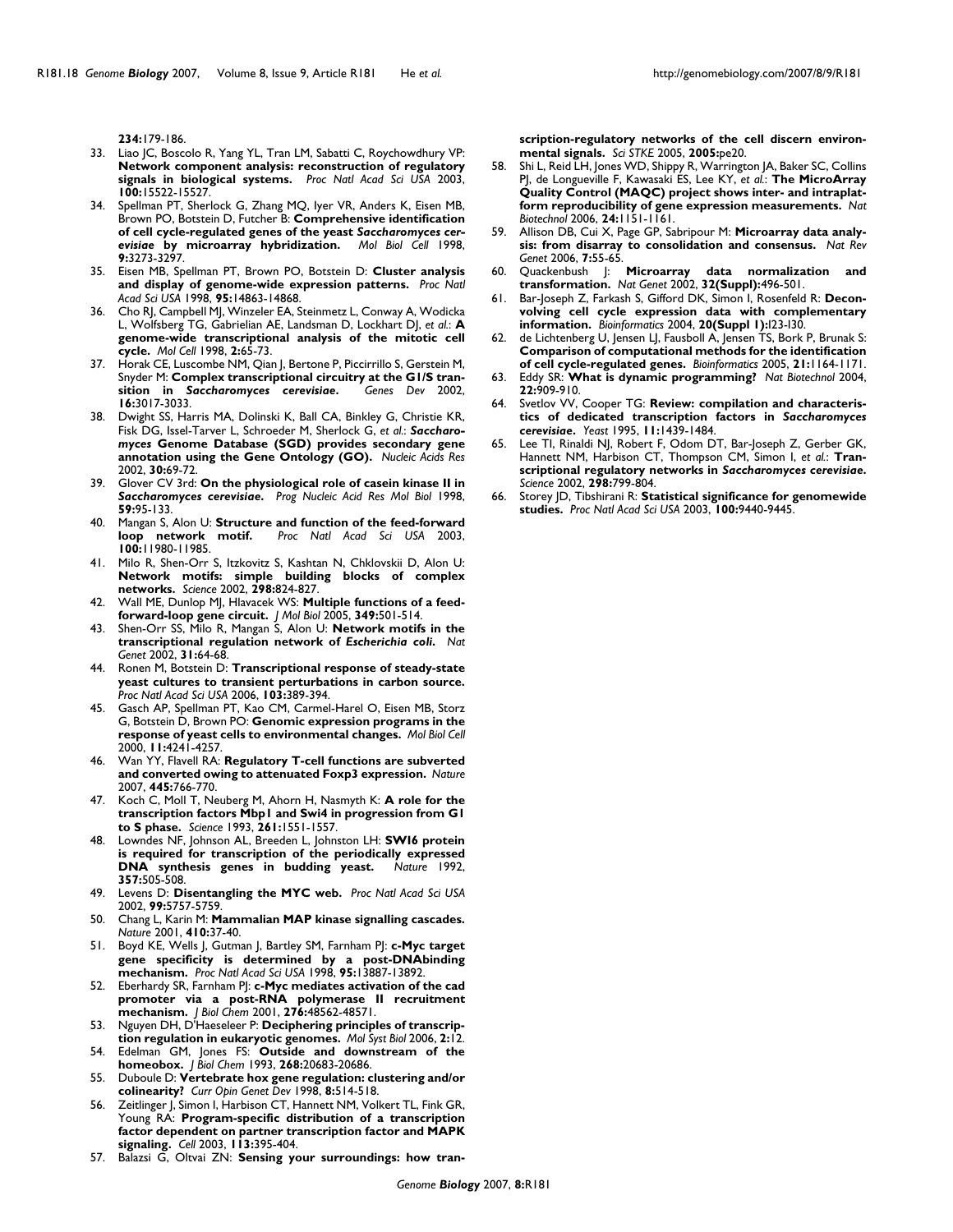234:179-186.

33. Liao JC, Boscolo R, Yang YL, Tran LM, Sabatti C, Roychowdhury VP: **Network component analysis: reconstruction of regulatory signals in biological systems.** *Proc Natl Acad Sci USA* 2003, **100:**15522-15527.
34. Spellman PT, Sherlock G, Zhang MQ, Iyer VR, Anders K, Eisen MB, Brown PO, Botstein D, Futcher B: **Comprehensive identification of cell cycle-regulated genes of the yeast *Saccharomyces cerevisiae* by microarray hybridization.** *Mol Biol Cell* 1998, **9:**3273-3297.
35. Eisen MB, Spellman PT, Brown PO, Botstein D: **Cluster analysis and display of genome-wide expression patterns.** *Proc Natl Acad Sci USA* 1998, **95:**14863-14868.
36. Cho RJ, Campbell MJ, Winzeler EA, Steinmetz L, Conway A, Wodicka L, Wolfsberg TG, Gabrielian AE, Landsman D, Lockhart DJ, *et al.*: **A genome-wide transcriptional analysis of the mitotic cell cycle.** *Mol Cell* 1998, **2:**65-73.
37. Horak CE, Luscombe NM, Qian J, Bertone P, Piccirrillo S, Gerstein M, Snyder M: **Complex transcriptional circuitry at the G1/S transition in *Saccharomyces cerevisiae*.** *Genes Dev* 2002, **16:**3017-3033.
38. Dwight SS, Harris MA, Dolinski K, Ball CA, Binkley G, Christie KR, Fisk DG, Issel-Tarver L, Schroeder M, Sherlock G, *et al.*: ***Saccharomyces* Genome Database (SGD) provides secondary gene annotation using the Gene Ontology (GO).** *Nucleic Acids Res* 2002, **30:**69-72.
39. Glover CV 3rd: **On the physiological role of casein kinase II in *Saccharomyces cerevisiae*.** *Prog Nucleic Acid Res Mol Biol* 1998, **59:**95-133.
40. Mangan S, Alon U: **Structure and function of the feed-forward loop network motif.** *Proc Natl Acad Sci USA* 2003, **100:**11980-11985.
41. Milo R, Shen-Orr S, Itzkovitz S, Kashtan N, Chklovskii D, Alon U: **Network motifs: simple building blocks of complex networks.** *Science* 2002, **298:**824-827.
42. Wall ME, Dunlop MJ, Hlavacek WS: **Multiple functions of a feed-forward-loop gene circuit.** *J Mol Biol* 2005, **349:**501-514.
43. Shen-Orr SS, Milo R, Mangan S, Alon U: **Network motifs in the transcriptional regulation network of *Escherichia coli*.** *Nat Genet* 2002, **31:**64-68.
44. Ronen M, Botstein D: **Transcriptional response of steady-state yeast cultures to transient perturbations in carbon source.** *Proc Natl Acad Sci USA* 2006, **103:**389-394.
45. Gasch AP, Spellman PT, Kao CM, Carmel-Harel O, Eisen MB, Storz G, Botstein D, Brown PO: **Genomic expression programs in the response of yeast cells to environmental changes.** *Mol Biol Cell* 2000, **11:**4241-4257.
46. Wan YY, Flavell RA: **Regulatory T-cell functions are subverted and converted owing to attenuated Foxp3 expression.** *Nature* 2007, **445:**766-770.
47. Koch C, Moll T, Neuberg M, Ahorn H, Nasmyth K: **A role for the transcription factors Mbp1 and Swi4 in progression from G1 to S phase.** *Science* 1993, **261:**1551-1557.
48. Lowndes NF, Johnson AL, Breeden L, Johnston LH: **SWI6 protein is required for transcription of the periodically expressed DNA synthesis genes in budding yeast.** *Nature* 1992, **357:**505-508.
49. Levens D: **Disentangling the MYC web.** *Proc Natl Acad Sci USA* 2002, **99:**5757-5759.
50. Chang L, Karin M: **Mammalian MAP kinase signalling cascades.** *Nature* 2001, **410:**37-40.
51. Boyd KE, Wells J, Gutman J, Bartley SM, Farnham PJ: **c-Myc target gene specificity is determined by a post-DNAbinding mechanism.** *Proc Natl Acad Sci USA* 1998, **95:**13887-13892.
52. Eberhardy SR, Farnham PJ: **c-Myc mediates activation of the cad promoter via a post-RNA polymerase II recruitment mechanism.** *J Biol Chem* 2001, **276:**48562-48571.
53. Nguyen DH, D'Haeseleer P: **Deciphering principles of transcription regulation in eukaryotic genomes.** *Mol Syst Biol* 2006, **2:**12.
54. Edelman GM, Jones FS: **Outside and downstream of the homeobox.** *J Biol Chem* 1993, **268:**20683-20686.
55. Duboule D: **Vertebrate hox gene regulation: clustering and/or colinearity?** *Curr Opin Genet Dev* 1998, **8:**514-518.
56. Zeitlinger J, Simon I, Harbison CT, Hannett NM, Volkert TL, Fink GR, Young RA: **Program-specific distribution of a transcription factor dependent on partner transcription factor and MAPK signaling.** *Cell* 2003, **113:**395-404.
57. Balazsi G, Oltvai ZN: **Sensing your surroundings: how transcription-regulatory networks of the cell discern environmental signals.** *Sci STKE* 2005, **2005:**pe20.
58. Shi L, Reid LH, Jones WD, Shippy R, Warrington JA, Baker SC, Collins PJ, de Longueville F, Kawasaki ES, Lee KY, *et al.*: **The MicroArray Quality Control (MAQC) project shows inter- and intraplatform reproducibility of gene expression measurements.** *Nat Biotechnol* 2006, **24:**1151-1161.
59. Allison DB, Cui X, Page GP, Sabripour M: **Microarray data analysis: from disarray to consolidation and consensus.** *Nat Rev Genet* 2006, **7:**55-65.
60. Quackenbush J: **Microarray data normalization and transformation.** *Nat Genet* 2002, **32(Suppl):**496-501.
61. Bar-Joseph Z, Farkash S, Gifford DK, Simon I, Rosenfeld R: **Deconvolving cell cycle expression data with complementary information.** *Bioinformatics* 2004, **20(Suppl 1):**I23-I30.
62. de Lichtenberg U, Jensen LJ, Fausboll A, Jensen TS, Bork P, Brunak S: **Comparison of computational methods for the identification of cell cycle-regulated genes.** *Bioinformatics* 2005, **21:**1164-1171.
63. Eddy SR: **What is dynamic programming?** *Nat Biotechnol* 2004, **22:**909-910.
64. Svetlov VV, Cooper TG: **Review: compilation and characteristics of dedicated transcription factors in *Saccharomyces cerevisiae*.** *Yeast* 1995, **11:**1439-1484.
65. Lee TI, Rinaldi NJ, Robert F, Odom DT, Bar-Joseph Z, Gerber GK, Hannett NM, Harbison CT, Thompson CM, Simon I, *et al.*: **Transcriptional regulatory networks in *Saccharomyces cerevisiae*.** *Science* 2002, **298:**799-804.
66. Storey JD, Tibshirani R: **Statistical significance for genomewide studies.** *Proc Natl Acad Sci USA* 2003, **100:**9440-9445.